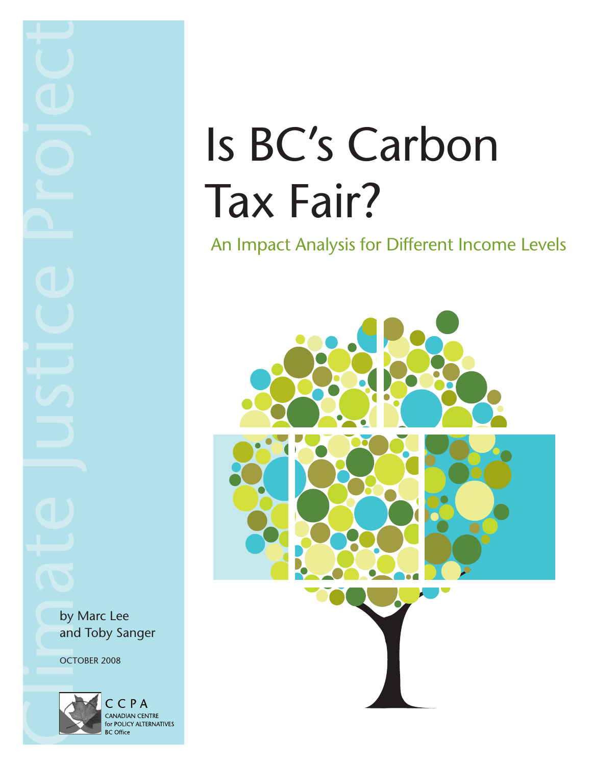Climate Justice Project

# Is BC's Carbon Tax Fair?

## An Impact Analysis for Different Income Levels

by Marc Lee and Toby Sanger

OCTOBER 2008

CCPA
CANADIAN CENTRE for POLICY ALTERNATIVES
BC Office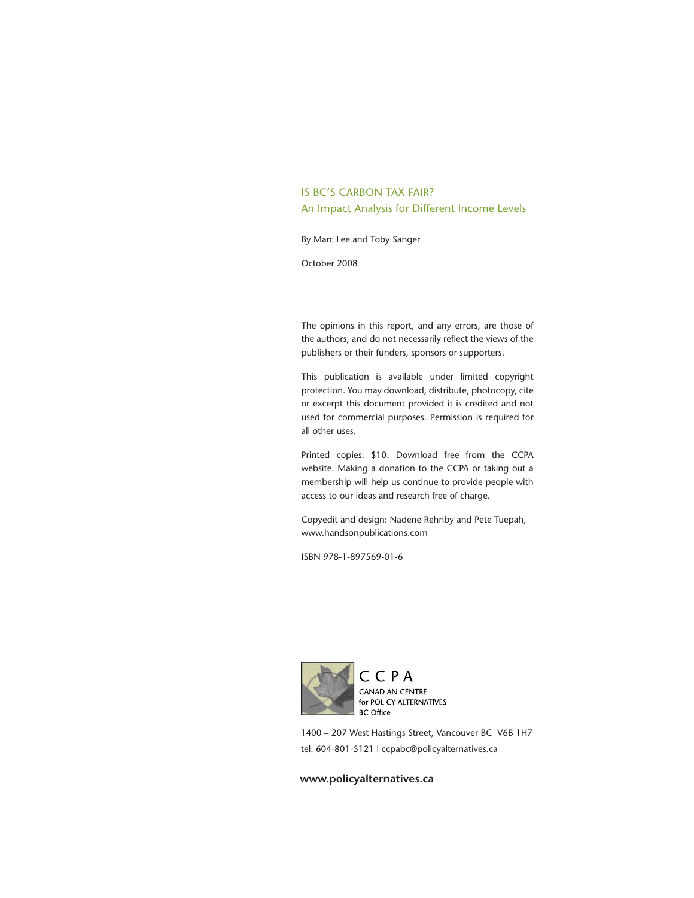IS BC'S CARBON TAX FAIR?

An Impact Analysis for Different Income Levels

By Marc Lee and Toby Sanger

October 2008

The opinions in this report, and any errors, are those of the authors, and do not necessarily reflect the views of the publishers or their funders, sponsors or supporters.

This publication is available under limited copyright protection. You may download, distribute, photocopy, cite or excerpt this document provided it is credited and not used for commercial purposes. Permission is required for all other uses.

Printed copies: $10. Download free from the CCPA website. Making a donation to the CCPA or taking out a membership will help us continue to provide people with access to our ideas and research free of charge.

Copyedit and design: Nadene Rehnby and Pete Tuepah, www.handsonpublications.com

ISBN 978-1-897569-01-6

CCPA
CANADIAN CENTRE
for POLICY ALTERNATIVES
BC Office

1400 – 207 West Hastings Street, Vancouver BC V6B 1H7
tel: 604-801-5121 | ccpabc@policyalternatives.ca

**www.policyalternatives.ca**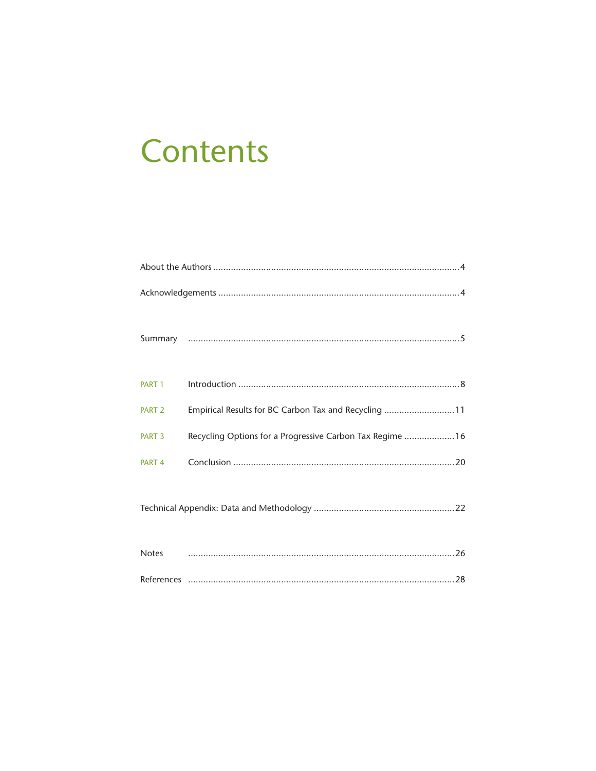# Contents

About the Authors ..... 4

Acknowledgements ..... 4

Summary ..... 5

PART 1 Introduction ..... 8

PART 2 Empirical Results for BC Carbon Tax and Recycling ..... 11

PART 3 Recycling Options for a Progressive Carbon Tax Regime ..... 16

PART 4 Conclusion ..... 20

Technical Appendix: Data and Methodology ..... 22

Notes ..... 26

References ..... 28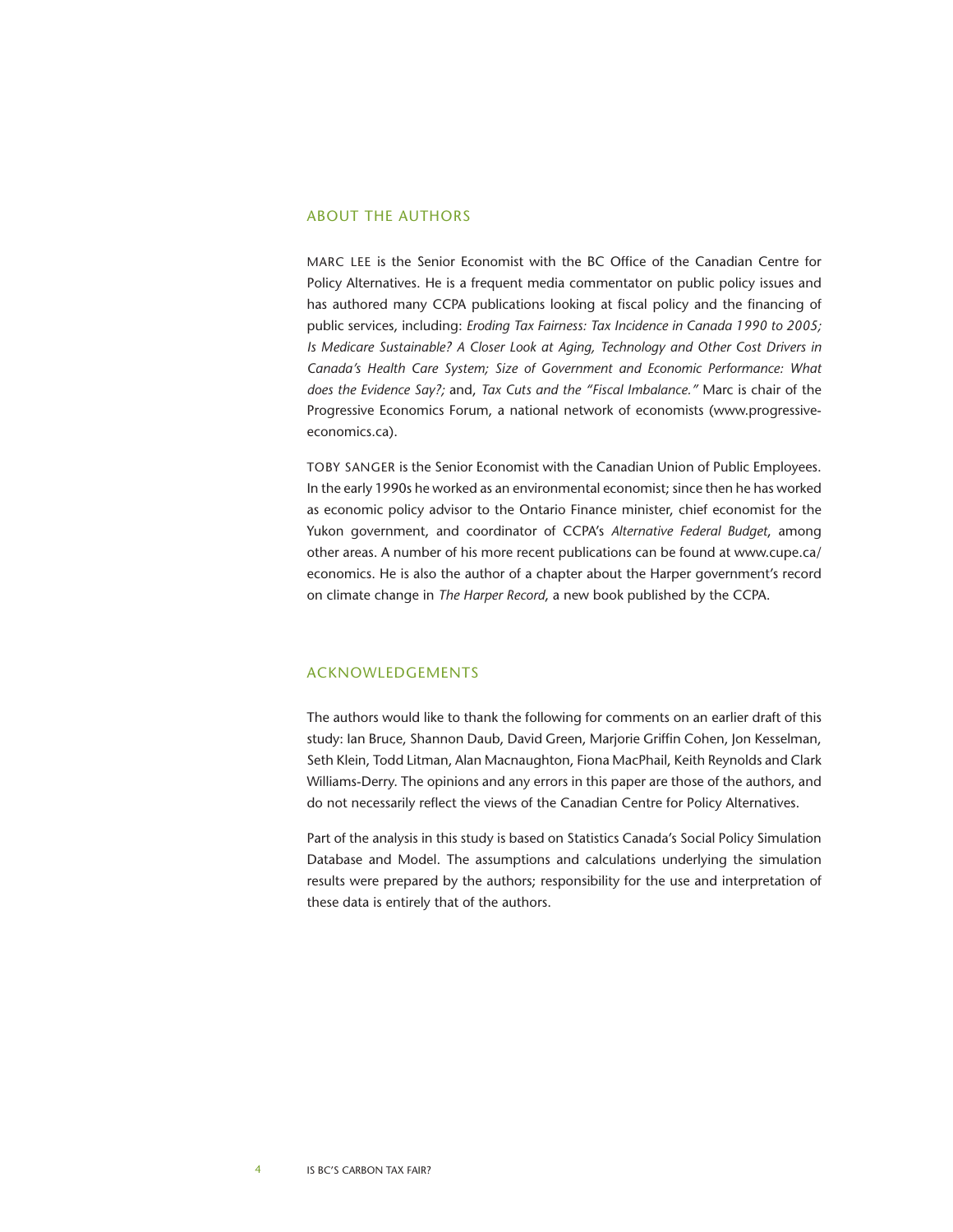## ABOUT THE AUTHORS

MARC LEE is the Senior Economist with the BC Office of the Canadian Centre for Policy Alternatives. He is a frequent media commentator on public policy issues and has authored many CCPA publications looking at fiscal policy and the financing of public services, including: *Eroding Tax Fairness: Tax Incidence in Canada 1990 to 2005; Is Medicare Sustainable? A Closer Look at Aging, Technology and Other Cost Drivers in Canada's Health Care System; Size of Government and Economic Performance: What does the Evidence Say?;* and, *Tax Cuts and the "Fiscal Imbalance."* Marc is chair of the Progressive Economics Forum, a national network of economists (www.progressive-economics.ca).

TOBY SANGER is the Senior Economist with the Canadian Union of Public Employees. In the early 1990s he worked as an environmental economist; since then he has worked as economic policy advisor to the Ontario Finance minister, chief economist for the Yukon government, and coordinator of CCPA's *Alternative Federal Budget*, among other areas. A number of his more recent publications can be found at www.cupe.ca/economics. He is also the author of a chapter about the Harper government's record on climate change in *The Harper Record*, a new book published by the CCPA.

## ACKNOWLEDGEMENTS

The authors would like to thank the following for comments on an earlier draft of this study: Ian Bruce, Shannon Daub, David Green, Marjorie Griffin Cohen, Jon Kesselman, Seth Klein, Todd Litman, Alan Macnaughton, Fiona MacPhail, Keith Reynolds and Clark Williams-Derry. The opinions and any errors in this paper are those of the authors, and do not necessarily reflect the views of the Canadian Centre for Policy Alternatives.

Part of the analysis in this study is based on Statistics Canada's Social Policy Simulation Database and Model. The assumptions and calculations underlying the simulation results were prepared by the authors; responsibility for the use and interpretation of these data is entirely that of the authors.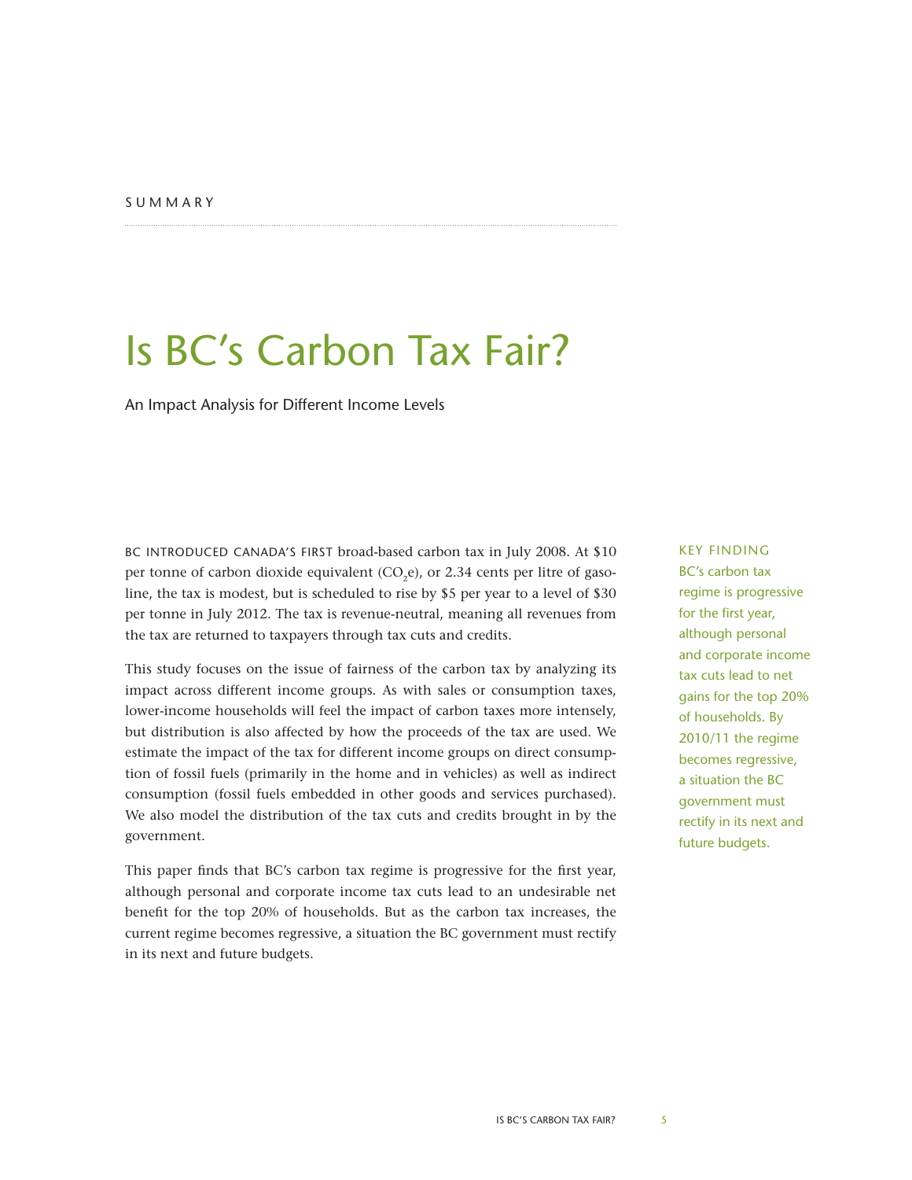SUMMARY

# Is BC's Carbon Tax Fair?

An Impact Analysis for Different Income Levels

BC INTRODUCED CANADA'S FIRST broad-based carbon tax in July 2008. At $10 per tonne of carbon dioxide equivalent ($CO_2$e), or 2.34 cents per litre of gasoline, the tax is modest, but is scheduled to rise by $5 per year to a level of $30 per tonne in July 2012. The tax is revenue-neutral, meaning all revenues from the tax are returned to taxpayers through tax cuts and credits.

This study focuses on the issue of fairness of the carbon tax by analyzing its impact across different income groups. As with sales or consumption taxes, lower-income households will feel the impact of carbon taxes more intensely, but distribution is also affected by how the proceeds of the tax are used. We estimate the impact of the tax for different income groups on direct consumption of fossil fuels (primarily in the home and in vehicles) as well as indirect consumption (fossil fuels embedded in other goods and services purchased). We also model the distribution of the tax cuts and credits brought in by the government.

This paper finds that BC's carbon tax regime is progressive for the first year, although personal and corporate income tax cuts lead to an undesirable net benefit for the top 20% of households. But as the carbon tax increases, the current regime becomes regressive, a situation the BC government must rectify in its next and future budgets.

KEY FINDING

BC's carbon tax regime is progressive for the first year, although personal and corporate income tax cuts lead to net gains for the top 20% of households. By 2010/11 the regime becomes regressive, a situation the BC government must rectify in its next and future budgets.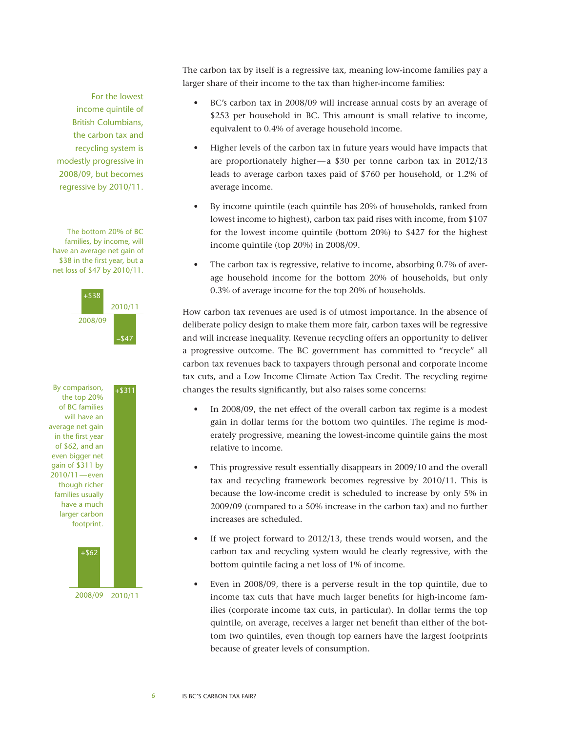The carbon tax by itself is a regressive tax, meaning low-income families pay a larger share of their income to the tax than higher-income families:

- BC's carbon tax in 2008/09 will increase annual costs by an average of $253 per household in BC. This amount is small relative to income, equivalent to 0.4% of average household income.
- Higher levels of the carbon tax in future years would have impacts that are proportionately higher—a $30 per tonne carbon tax in 2012/13 leads to average carbon taxes paid of $760 per household, or 1.2% of average income.
- By income quintile (each quintile has 20% of households, ranked from lowest income to highest), carbon tax paid rises with income, from $107 for the lowest income quintile (bottom 20%) to $427 for the highest income quintile (top 20%) in 2008/09.
- The carbon tax is regressive, relative to income, absorbing 0.7% of average household income for the bottom 20% of households, but only 0.3% of average income for the top 20% of households.

For the lowest income quintile of British Columbians, the carbon tax and recycling system is modestly progressive in 2008/09, but becomes regressive by 2010/11.

How carbon tax revenues are used is of utmost importance. In the absence of deliberate policy design to make them more fair, carbon taxes will be regressive and will increase inequality. Revenue recycling offers an opportunity to deliver a progressive outcome. The BC government has committed to "recycle" all carbon tax revenues back to taxpayers through personal and corporate income tax cuts, and a Low Income Climate Action Tax Credit. The recycling regime changes the results significantly, but also raises some concerns:

- In 2008/09, the net effect of the overall carbon tax regime is a modest gain in dollar terms for the bottom two quintiles. The regime is moderately progressive, meaning the lowest-income quintile gains the most relative to income.
- This progressive result essentially disappears in 2009/10 and the overall tax and recycling framework becomes regressive by 2010/11. This is because the low-income credit is scheduled to increase by only 5% in 2009/09 (compared to a 50% increase in the carbon tax) and no further increases are scheduled.
- If we project forward to 2012/13, these trends would worsen, and the carbon tax and recycling system would be clearly regressive, with the bottom quintile facing a net loss of 1% of income.
- Even in 2008/09, there is a perverse result in the top quintile, due to income tax cuts that have much larger benefits for high-income families (corporate income tax cuts, in particular). In dollar terms the top quintile, on average, receives a larger net benefit than either of the bottom two quintiles, even though top earners have the largest footprints because of greater levels of consumption.

The bottom 20% of BC families, by income, will have an average net gain of $38 in the first year, but a net loss of $47 by 2010/11.

| 2008/09 | 2010/11 |
|---|---|
| +$38 | –$47 |

By comparison, the top 20% of BC families will have an average net gain in the first year of $62, and an even bigger net gain of $311 by 2010/11—even though richer families usually have a much larger carbon footprint.

| 2008/09 | 2010/11 |
|---|---|
| +$62 | +$311 |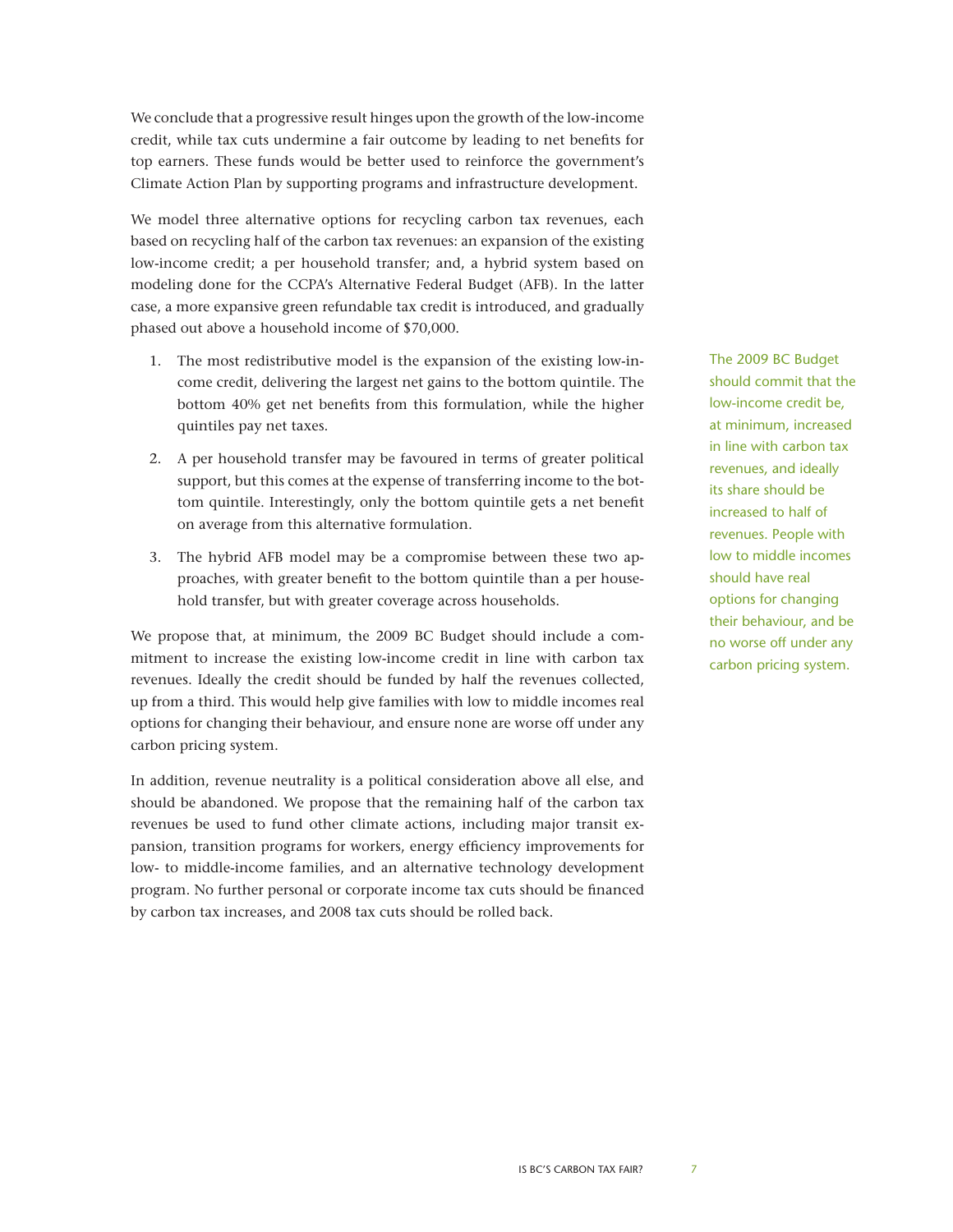We conclude that a progressive result hinges upon the growth of the low-income credit, while tax cuts undermine a fair outcome by leading to net benefits for top earners. These funds would be better used to reinforce the government's Climate Action Plan by supporting programs and infrastructure development.

We model three alternative options for recycling carbon tax revenues, each based on recycling half of the carbon tax revenues: an expansion of the existing low-income credit; a per household transfer; and, a hybrid system based on modeling done for the CCPA's Alternative Federal Budget (AFB). In the latter case, a more expansive green refundable tax credit is introduced, and gradually phased out above a household income of $70,000.

1. The most redistributive model is the expansion of the existing low-income credit, delivering the largest net gains to the bottom quintile. The bottom 40% get net benefits from this formulation, while the higher quintiles pay net taxes.
2. A per household transfer may be favoured in terms of greater political support, but this comes at the expense of transferring income to the bottom quintile. Interestingly, only the bottom quintile gets a net benefit on average from this alternative formulation.
3. The hybrid AFB model may be a compromise between these two approaches, with greater benefit to the bottom quintile than a per household transfer, but with greater coverage across households.

The 2009 BC Budget should commit that the low-income credit be, at minimum, increased in line with carbon tax revenues, and ideally its share should be increased to half of revenues. People with low to middle incomes should have real options for changing their behaviour, and be no worse off under any carbon pricing system.

We propose that, at minimum, the 2009 BC Budget should include a commitment to increase the existing low-income credit in line with carbon tax revenues. Ideally the credit should be funded by half the revenues collected, up from a third. This would help give families with low to middle incomes real options for changing their behaviour, and ensure none are worse off under any carbon pricing system.

In addition, revenue neutrality is a political consideration above all else, and should be abandoned. We propose that the remaining half of the carbon tax revenues be used to fund other climate actions, including major transit expansion, transition programs for workers, energy efficiency improvements for low- to middle-income families, and an alternative technology development program. No further personal or corporate income tax cuts should be financed by carbon tax increases, and 2008 tax cuts should be rolled back.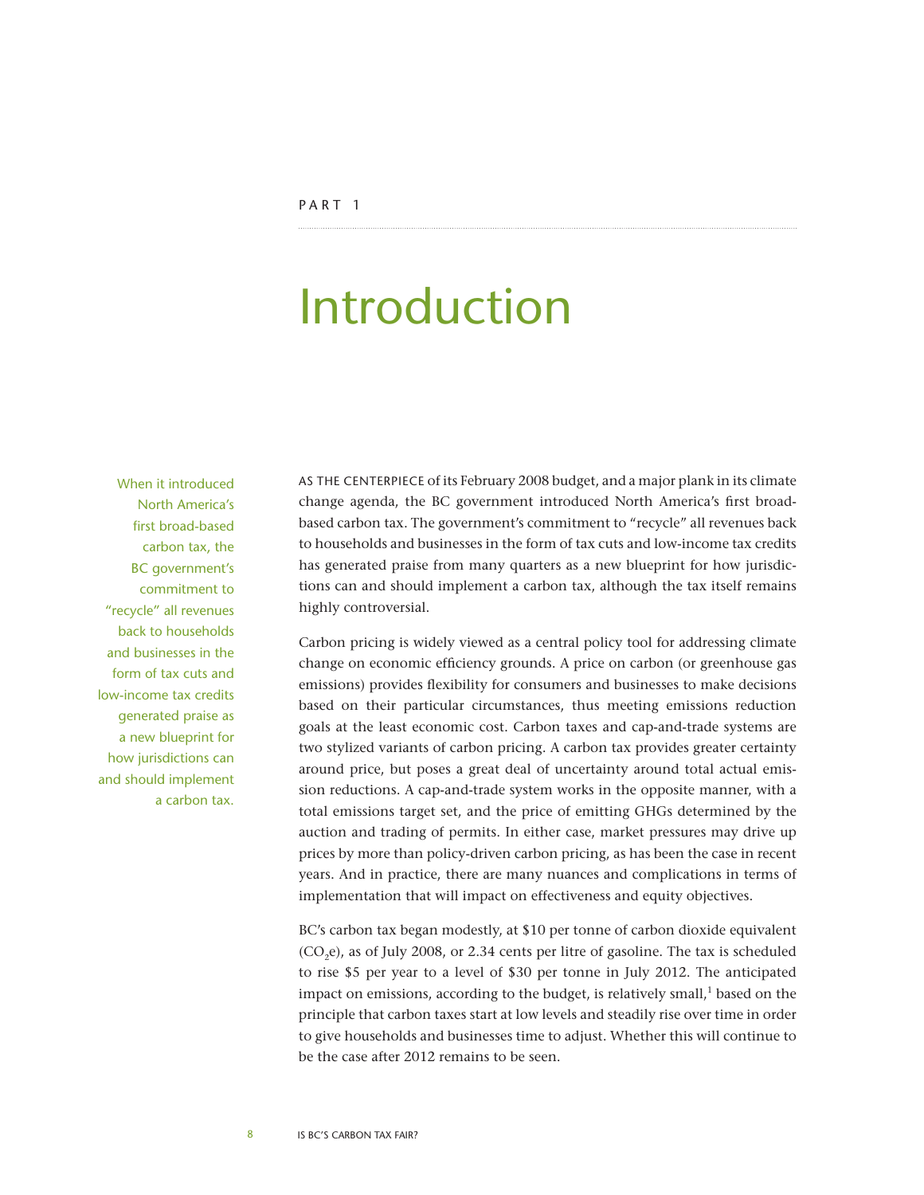PART 1

# Introduction

> When it introduced North America's first broad-based carbon tax, the BC government's commitment to "recycle" all revenues back to households and businesses in the form of tax cuts and low-income tax credits generated praise as a new blueprint for how jurisdictions can and should implement a carbon tax.

AS THE CENTERPIECE of its February 2008 budget, and a major plank in its climate change agenda, the BC government introduced North America's first broad-based carbon tax. The government's commitment to "recycle" all revenues back to households and businesses in the form of tax cuts and low-income tax credits has generated praise from many quarters as a new blueprint for how jurisdictions can and should implement a carbon tax, although the tax itself remains highly controversial.

Carbon pricing is widely viewed as a central policy tool for addressing climate change on economic efficiency grounds. A price on carbon (or greenhouse gas emissions) provides flexibility for consumers and businesses to make decisions based on their particular circumstances, thus meeting emissions reduction goals at the least economic cost. Carbon taxes and cap-and-trade systems are two stylized variants of carbon pricing. A carbon tax provides greater certainty around price, but poses a great deal of uncertainty around total actual emission reductions. A cap-and-trade system works in the opposite manner, with a total emissions target set, and the price of emitting GHGs determined by the auction and trading of permits. In either case, market pressures may drive up prices by more than policy-driven carbon pricing, as has been the case in recent years. And in practice, there are many nuances and complications in terms of implementation that will impact on effectiveness and equity objectives.

BC's carbon tax began modestly, at $10 per tonne of carbon dioxide equivalent ($CO_2$e), as of July 2008, or 2.34 cents per litre of gasoline. The tax is scheduled to rise $5 per year to a level of $30 per tonne in July 2012. The anticipated impact on emissions, according to the budget, is relatively small,[1] based on the principle that carbon taxes start at low levels and steadily rise over time in order to give households and businesses time to adjust. Whether this will continue to be the case after 2012 remains to be seen.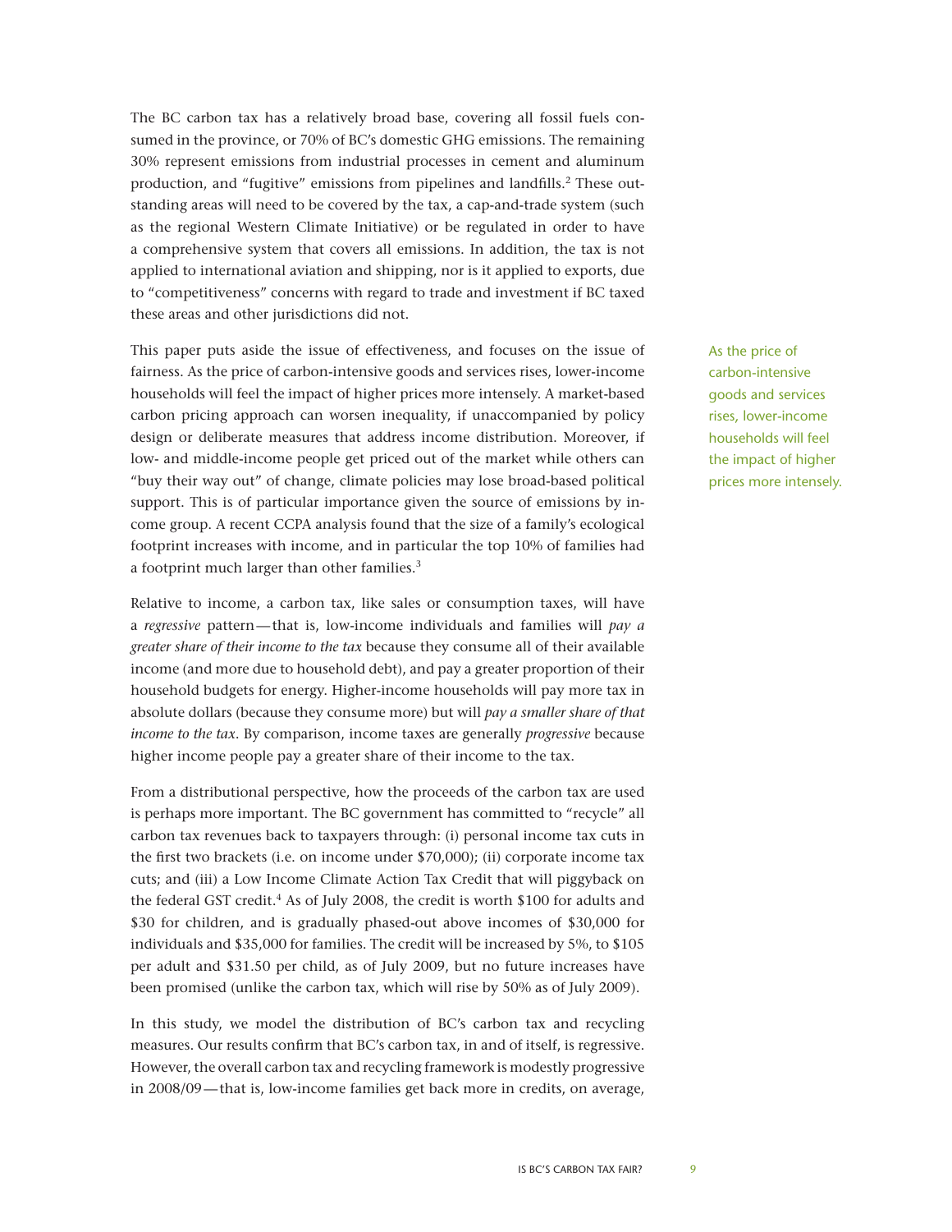The BC carbon tax has a relatively broad base, covering all fossil fuels consumed in the province, or 70% of BC's domestic GHG emissions. The remaining 30% represent emissions from industrial processes in cement and aluminum production, and "fugitive" emissions from pipelines and landfills.[2] These outstanding areas will need to be covered by the tax, a cap-and-trade system (such as the regional Western Climate Initiative) or be regulated in order to have a comprehensive system that covers all emissions. In addition, the tax is not applied to international aviation and shipping, nor is it applied to exports, due to "competitiveness" concerns with regard to trade and investment if BC taxed these areas and other jurisdictions did not.

This paper puts aside the issue of effectiveness, and focuses on the issue of fairness. As the price of carbon-intensive goods and services rises, lower-income households will feel the impact of higher prices more intensely. A market-based carbon pricing approach can worsen inequality, if unaccompanied by policy design or deliberate measures that address income distribution. Moreover, if low- and middle-income people get priced out of the market while others can "buy their way out" of change, climate policies may lose broad-based political support. This is of particular importance given the source of emissions by income group. A recent CCPA analysis found that the size of a family's ecological footprint increases with income, and in particular the top 10% of families had a footprint much larger than other families.[3]

As the price of carbon-intensive goods and services rises, lower-income households will feel the impact of higher prices more intensely.

Relative to income, a carbon tax, like sales or consumption taxes, will have a *regressive* pattern—that is, low-income individuals and families will *pay a greater share of their income to the tax* because they consume all of their available income (and more due to household debt), and pay a greater proportion of their household budgets for energy. Higher-income households will pay more tax in absolute dollars (because they consume more) but will *pay a smaller share of that income to the tax*. By comparison, income taxes are generally *progressive* because higher income people pay a greater share of their income to the tax.

From a distributional perspective, how the proceeds of the carbon tax are used is perhaps more important. The BC government has committed to "recycle" all carbon tax revenues back to taxpayers through: (i) personal income tax cuts in the first two brackets (i.e. on income under $70,000); (ii) corporate income tax cuts; and (iii) a Low Income Climate Action Tax Credit that will piggyback on the federal GST credit.[4] As of July 2008, the credit is worth $100 for adults and $30 for children, and is gradually phased-out above incomes of $30,000 for individuals and $35,000 for families. The credit will be increased by 5%, to $105 per adult and $31.50 per child, as of July 2009, but no future increases have been promised (unlike the carbon tax, which will rise by 50% as of July 2009).

In this study, we model the distribution of BC's carbon tax and recycling measures. Our results confirm that BC's carbon tax, in and of itself, is regressive. However, the overall carbon tax and recycling framework is modestly progressive in 2008/09—that is, low-income families get back more in credits, on average,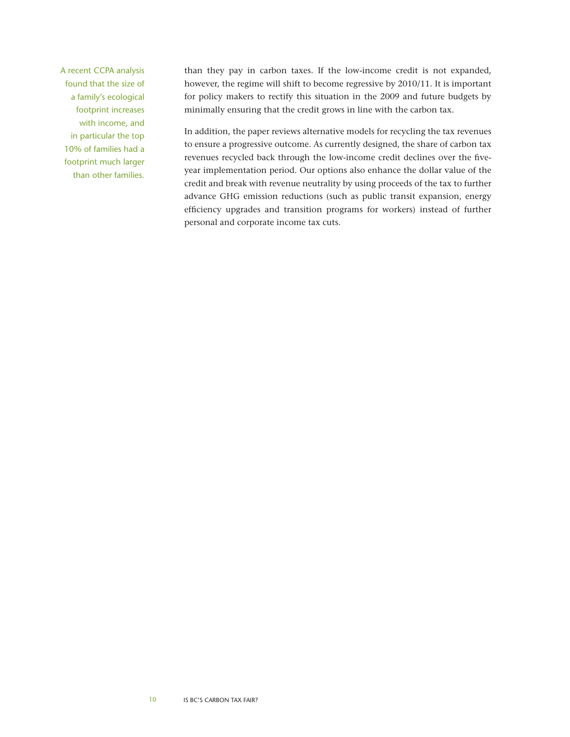A recent CCPA analysis found that the size of a family's ecological footprint increases with income, and in particular the top 10% of families had a footprint much larger than other families.

than they pay in carbon taxes. If the low-income credit is not expanded, however, the regime will shift to become regressive by 2010/11. It is important for policy makers to rectify this situation in the 2009 and future budgets by minimally ensuring that the credit grows in line with the carbon tax.

In addition, the paper reviews alternative models for recycling the tax revenues to ensure a progressive outcome. As currently designed, the share of carbon tax revenues recycled back through the low-income credit declines over the five-year implementation period. Our options also enhance the dollar value of the credit and break with revenue neutrality by using proceeds of the tax to further advance GHG emission reductions (such as public transit expansion, energy efficiency upgrades and transition programs for workers) instead of further personal and corporate income tax cuts.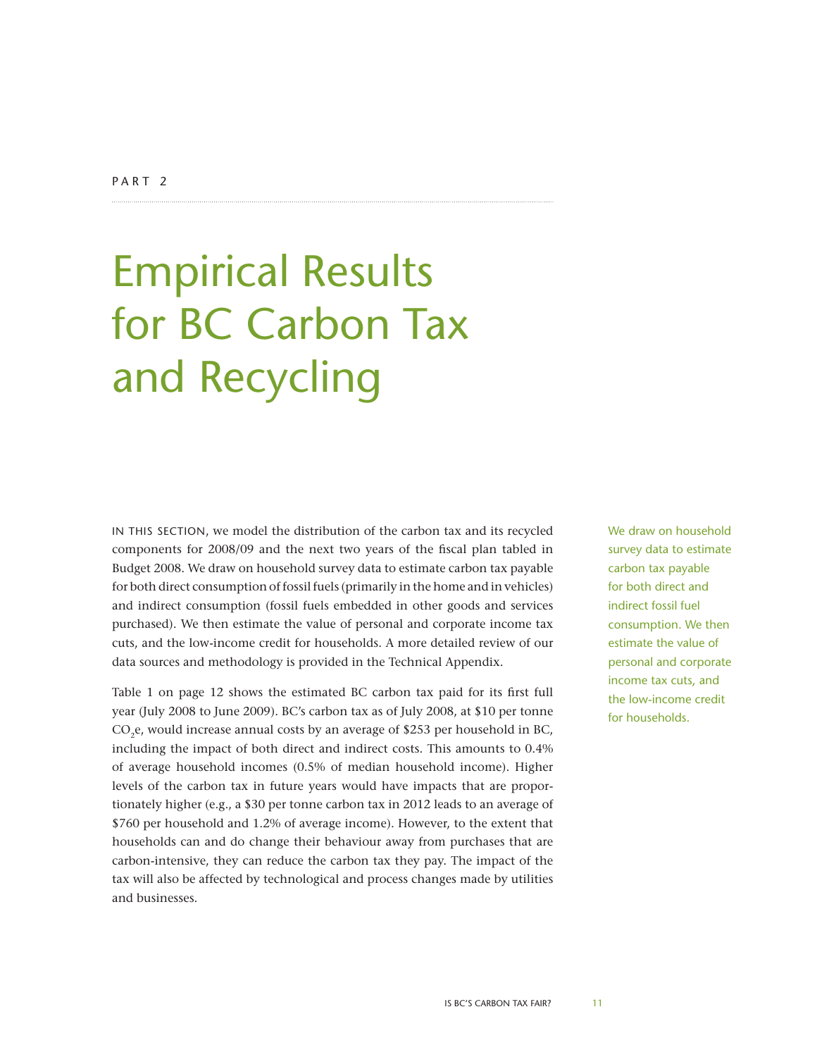PART 2

# Empirical Results for BC Carbon Tax and Recycling

IN THIS SECTION, we model the distribution of the carbon tax and its recycled components for 2008/09 and the next two years of the fiscal plan tabled in Budget 2008. We draw on household survey data to estimate carbon tax payable for both direct consumption of fossil fuels (primarily in the home and in vehicles) and indirect consumption (fossil fuels embedded in other goods and services purchased). We then estimate the value of personal and corporate income tax cuts, and the low-income credit for households. A more detailed review of our data sources and methodology is provided in the Technical Appendix.

Table 1 on page 12 shows the estimated BC carbon tax paid for its first full year (July 2008 to June 2009). BC's carbon tax as of July 2008, at $10 per tonne $CO_2e$, would increase annual costs by an average of $253 per household in BC, including the impact of both direct and indirect costs. This amounts to 0.4% of average household incomes (0.5% of median household income). Higher levels of the carbon tax in future years would have impacts that are proportionately higher (e.g., a $30 per tonne carbon tax in 2012 leads to an average of $760 per household and 1.2% of average income). However, to the extent that households can and do change their behaviour away from purchases that are carbon-intensive, they can reduce the carbon tax they pay. The impact of the tax will also be affected by technological and process changes made by utilities and businesses.

We draw on household survey data to estimate carbon tax payable for both direct and indirect fossil fuel consumption. We then estimate the value of personal and corporate income tax cuts, and the low-income credit for households.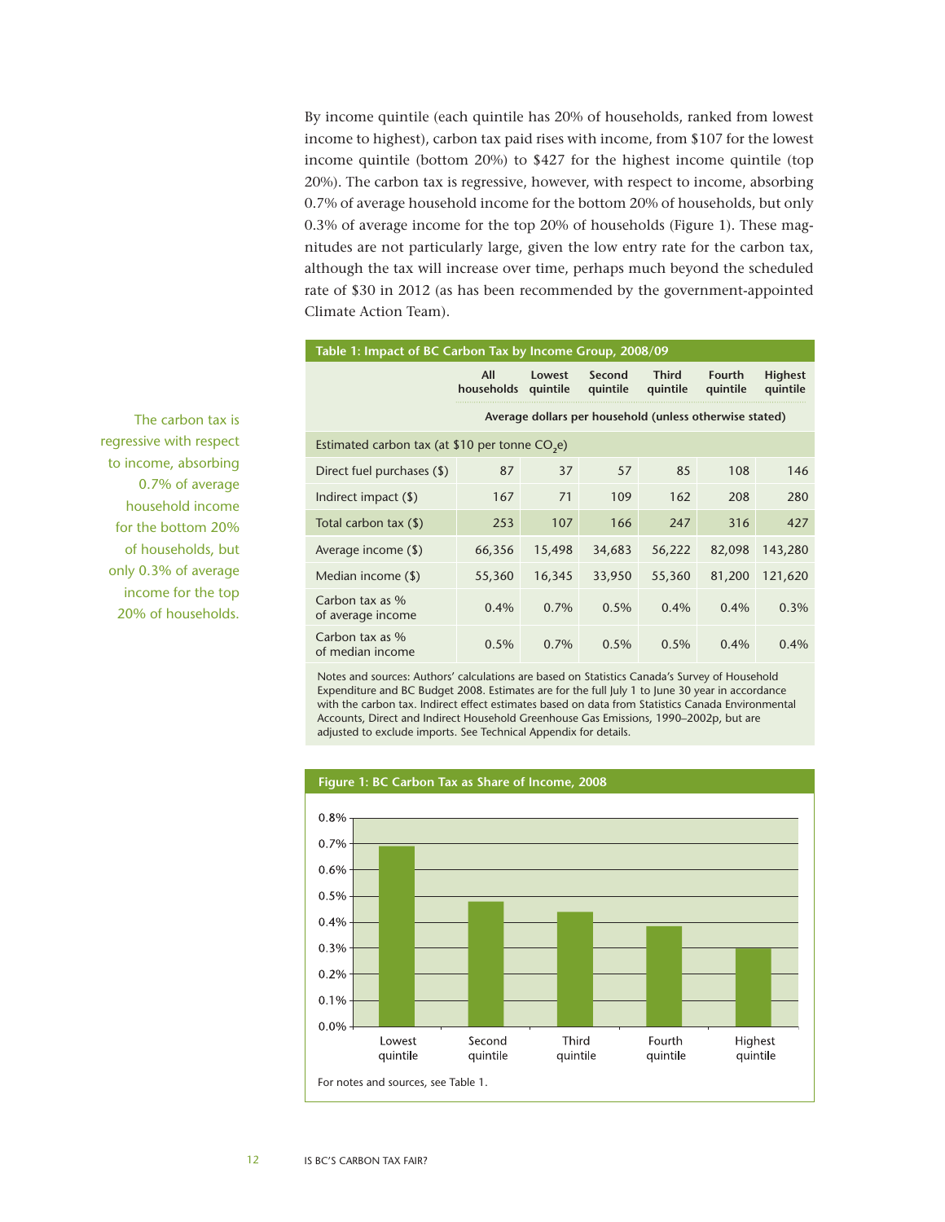By income quintile (each quintile has 20% of households, ranked from lowest income to highest), carbon tax paid rises with income, from $107 for the lowest income quintile (bottom 20%) to $427 for the highest income quintile (top 20%). The carbon tax is regressive, however, with respect to income, absorbing 0.7% of average household income for the bottom 20% of households, but only 0.3% of average income for the top 20% of households (Figure 1). These magnitudes are not particularly large, given the low entry rate for the carbon tax, although the tax will increase over time, perhaps much beyond the scheduled rate of $30 in 2012 (as has been recommended by the government-appointed Climate Action Team).

The carbon tax is regressive with respect to income, absorbing 0.7% of average household income for the bottom 20% of households, but only 0.3% of average income for the top 20% of households.

**Table 1: Impact of BC Carbon Tax by Income Group, 2008/09**

| | All households | Lowest quintile | Second quintile | Third quintile | Fourth quintile | Highest quintile |
|---|---|---|---|---|---|---|
| | Average dollars per household (unless otherwise stated) | | | | | |
| Estimated carbon tax (at $10 per tonne $CO_2$e) | | | | | | |
| Direct fuel purchases ($) | 87 | 37 | 57 | 85 | 108 | 146 |
| Indirect impact ($) | 167 | 71 | 109 | 162 | 208 | 280 |
| Total carbon tax ($) | 253 | 107 | 166 | 247 | 316 | 427 |
| Average income ($) | 66,356 | 15,498 | 34,683 | 56,222 | 82,098 | 143,280 |
| Median income ($) | 55,360 | 16,345 | 33,950 | 55,360 | 81,200 | 121,620 |
| Carbon tax as % of average income | 0.4% | 0.7% | 0.5% | 0.4% | 0.4% | 0.3% |
| Carbon tax as % of median income | 0.5% | 0.7% | 0.5% | 0.5% | 0.4% | 0.4% |

Notes and sources: Authors' calculations are based on Statistics Canada's Survey of Household Expenditure and BC Budget 2008. Estimates are for the full July 1 to June 30 year in accordance with the carbon tax. Indirect effect estimates based on data from Statistics Canada Environmental Accounts, Direct and Indirect Household Greenhouse Gas Emissions, 1990–2002p, but are adjusted to exclude imports. See Technical Appendix for details.

**Figure 1: BC Carbon Tax as Share of Income, 2008**

| Quintile | Carbon tax as share of income (approx.) |
|---|---|
| Lowest quintile | 0.7% |
| Second quintile | 0.5% |
| Third quintile | 0.4% |
| Fourth quintile | 0.4% |
| Highest quintile | 0.3% |

For notes and sources, see Table 1.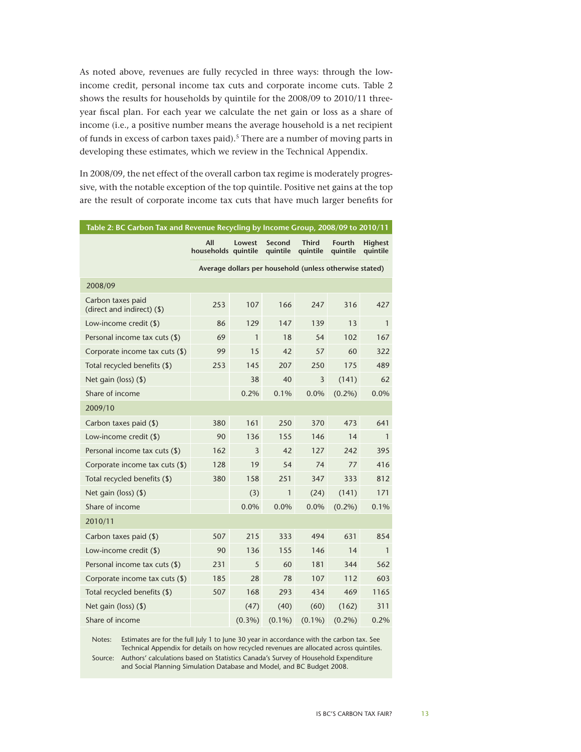As noted above, revenues are fully recycled in three ways: through the low-income credit, personal income tax cuts and corporate income cuts. Table 2 shows the results for households by quintile for the 2008/09 to 2010/11 three-year fiscal plan. For each year we calculate the net gain or loss as a share of income (i.e., a positive number means the average household is a net recipient of funds in excess of carbon taxes paid).[5] There are a number of moving parts in developing these estimates, which we review in the Technical Appendix.

In 2008/09, the net effect of the overall carbon tax regime is moderately progressive, with the notable exception of the top quintile. Positive net gains at the top are the result of corporate income tax cuts that have much larger benefits for

**Table 2: BC Carbon Tax and Revenue Recycling by Income Group, 2008/09 to 2010/11**

| | All households | Lowest quintile | Second quintile | Third quintile | Fourth quintile | Highest quintile |
|---|---|---|---|---|---|---|
| | Average dollars per household (unless otherwise stated) | | | | | |
| **2008/09** | | | | | | |
| Carbon taxes paid (direct and indirect) ($) | 253 | 107 | 166 | 247 | 316 | 427 |
| Low-income credit ($) | 86 | 129 | 147 | 139 | 13 | 1 |
| Personal income tax cuts ($) | 69 | 1 | 18 | 54 | 102 | 167 |
| Corporate income tax cuts ($) | 99 | 15 | 42 | 57 | 60 | 322 |
| Total recycled benefits ($) | 253 | 145 | 207 | 250 | 175 | 489 |
| Net gain (loss) ($) | | 38 | 40 | 3 | (141) | 62 |
| Share of income | | 0.2% | 0.1% | 0.0% | (0.2%) | 0.0% |
| **2009/10** | | | | | | |
| Carbon taxes paid ($) | 380 | 161 | 250 | 370 | 473 | 641 |
| Low-income credit ($) | 90 | 136 | 155 | 146 | 14 | 1 |
| Personal income tax cuts ($) | 162 | 3 | 42 | 127 | 242 | 395 |
| Corporate income tax cuts ($) | 128 | 19 | 54 | 74 | 77 | 416 |
| Total recycled benefits ($) | 380 | 158 | 251 | 347 | 333 | 812 |
| Net gain (loss) ($) | | (3) | 1 | (24) | (141) | 171 |
| Share of income | | 0.0% | 0.0% | 0.0% | (0.2%) | 0.1% |
| **2010/11** | | | | | | |
| Carbon taxes paid ($) | 507 | 215 | 333 | 494 | 631 | 854 |
| Low-income credit ($) | 90 | 136 | 155 | 146 | 14 | 1 |
| Personal income tax cuts ($) | 231 | 5 | 60 | 181 | 344 | 562 |
| Corporate income tax cuts ($) | 185 | 28 | 78 | 107 | 112 | 603 |
| Total recycled benefits ($) | 507 | 168 | 293 | 434 | 469 | 1165 |
| Net gain (loss) ($) | | (47) | (40) | (60) | (162) | 311 |
| Share of income | | (0.3%) | (0.1%) | (0.1%) | (0.2%) | 0.2% |

Notes: Estimates are for the full July 1 to June 30 year in accordance with the carbon tax. See Technical Appendix for details on how recycled revenues are allocated across quintiles.

Source: Authors' calculations based on Statistics Canada's Survey of Household Expenditure and Social Planning Simulation Database and Model, and BC Budget 2008.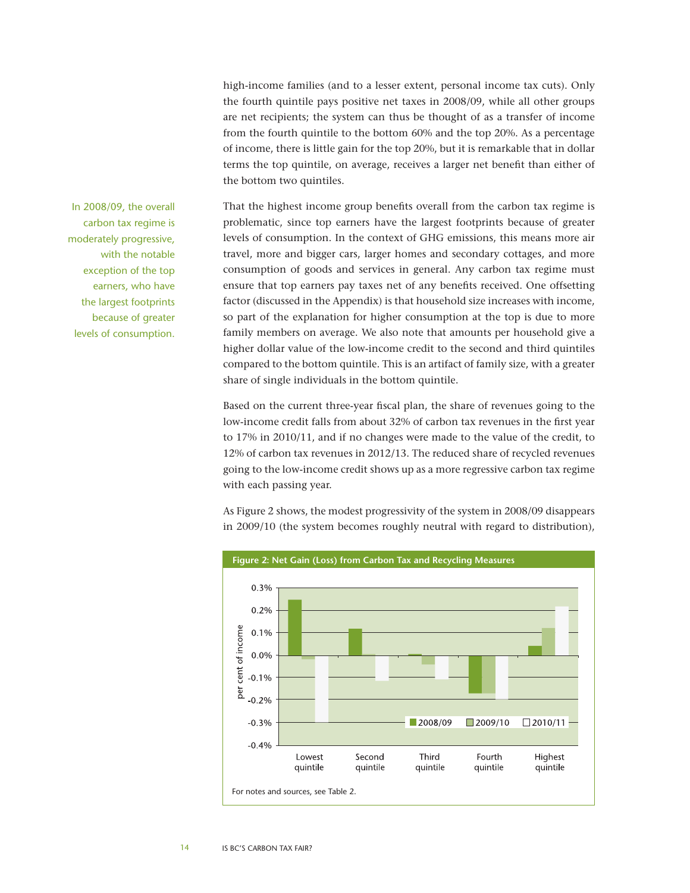high-income families (and to a lesser extent, personal income tax cuts). Only the fourth quintile pays positive net taxes in 2008/09, while all other groups are net recipients; the system can thus be thought of as a transfer of income from the fourth quintile to the bottom 60% and the top 20%. As a percentage of income, there is little gain for the top 20%, but it is remarkable that in dollar terms the top quintile, on average, receives a larger net benefit than either of the bottom two quintiles.

In 2008/09, the overall carbon tax regime is moderately progressive, with the notable exception of the top earners, who have the largest footprints because of greater levels of consumption.

That the highest income group benefits overall from the carbon tax regime is problematic, since top earners have the largest footprints because of greater levels of consumption. In the context of GHG emissions, this means more air travel, more and bigger cars, larger homes and secondary cottages, and more consumption of goods and services in general. Any carbon tax regime must ensure that top earners pay taxes net of any benefits received. One offsetting factor (discussed in the Appendix) is that household size increases with income, so part of the explanation for higher consumption at the top is due to more family members on average. We also note that amounts per household give a higher dollar value of the low-income credit to the second and third quintiles compared to the bottom quintile. This is an artifact of family size, with a greater share of single individuals in the bottom quintile.

Based on the current three-year fiscal plan, the share of revenues going to the low-income credit falls from about 32% of carbon tax revenues in the first year to 17% in 2010/11, and if no changes were made to the value of the credit, to 12% of carbon tax revenues in 2012/13. The reduced share of recycled revenues going to the low-income credit shows up as a more regressive carbon tax regime with each passing year.

As Figure 2 shows, the modest progressivity of the system in 2008/09 disappears in 2009/10 (the system becomes roughly neutral with regard to distribution),

**Figure 2: Net Gain (Loss) from Carbon Tax and Recycling Measures**

For notes and sources, see Table 2.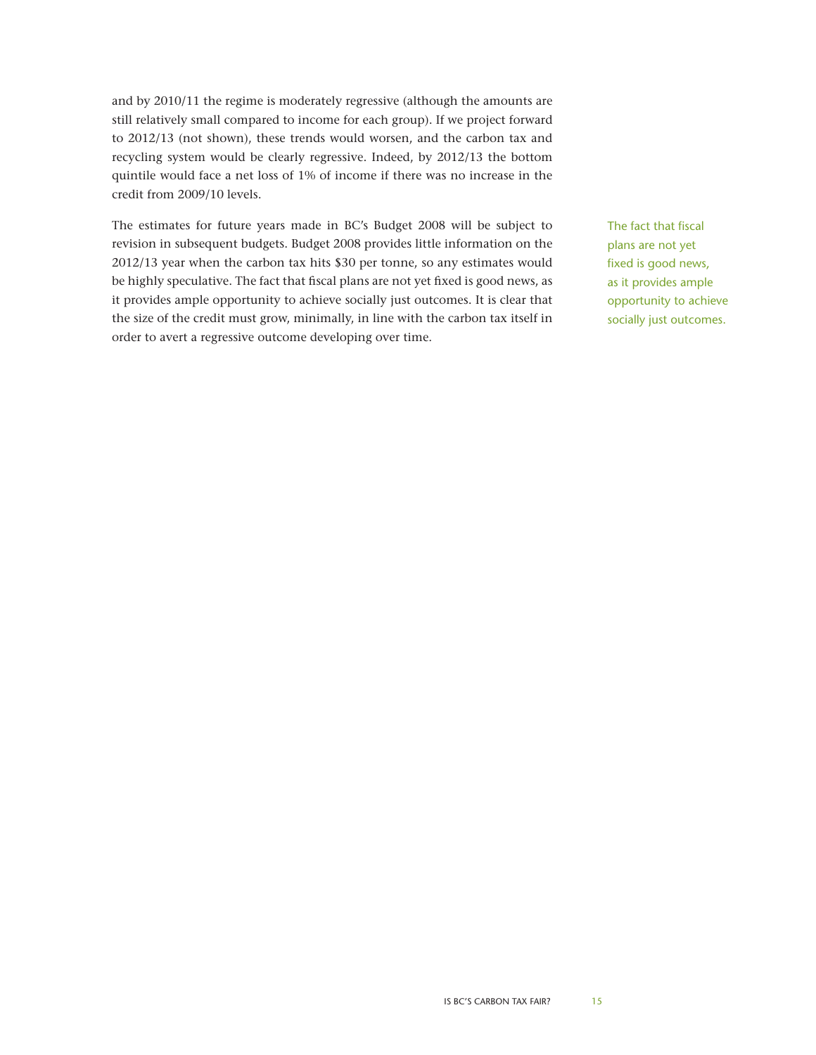and by 2010/11 the regime is moderately regressive (although the amounts are still relatively small compared to income for each group). If we project forward to 2012/13 (not shown), these trends would worsen, and the carbon tax and recycling system would be clearly regressive. Indeed, by 2012/13 the bottom quintile would face a net loss of 1% of income if there was no increase in the credit from 2009/10 levels.

The estimates for future years made in BC's Budget 2008 will be subject to revision in subsequent budgets. Budget 2008 provides little information on the 2012/13 year when the carbon tax hits $30 per tonne, so any estimates would be highly speculative. The fact that fiscal plans are not yet fixed is good news, as it provides ample opportunity to achieve socially just outcomes. It is clear that the size of the credit must grow, minimally, in line with the carbon tax itself in order to avert a regressive outcome developing over time.

> The fact that fiscal plans are not yet fixed is good news, as it provides ample opportunity to achieve socially just outcomes.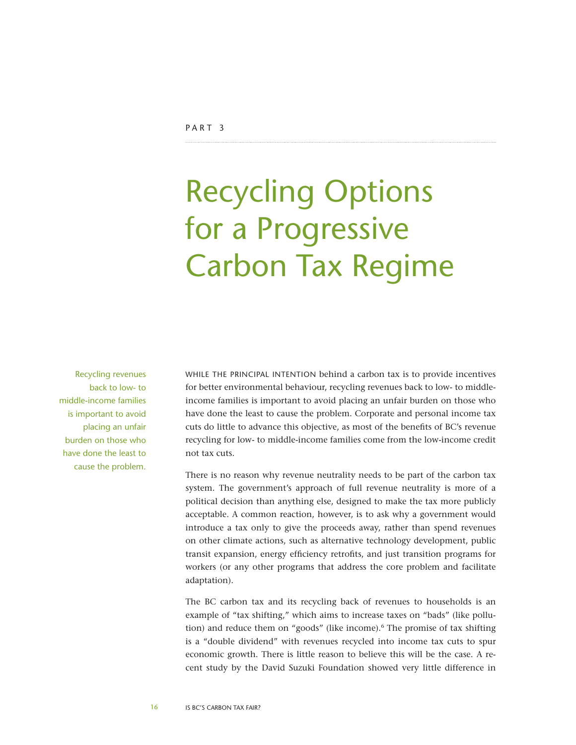PART 3

# Recycling Options for a Progressive Carbon Tax Regime

> Recycling revenues back to low- to middle-income families is important to avoid placing an unfair burden on those who have done the least to cause the problem.

WHILE THE PRINCIPAL INTENTION behind a carbon tax is to provide incentives for better environmental behaviour, recycling revenues back to low- to middle-income families is important to avoid placing an unfair burden on those who have done the least to cause the problem. Corporate and personal income tax cuts do little to advance this objective, as most of the benefits of BC's revenue recycling for low- to middle-income families come from the low-income credit not tax cuts.

There is no reason why revenue neutrality needs to be part of the carbon tax system. The government's approach of full revenue neutrality is more of a political decision than anything else, designed to make the tax more publicly acceptable. A common reaction, however, is to ask why a government would introduce a tax only to give the proceeds away, rather than spend revenues on other climate actions, such as alternative technology development, public transit expansion, energy efficiency retrofits, and just transition programs for workers (or any other programs that address the core problem and facilitate adaptation).

The BC carbon tax and its recycling back of revenues to households is an example of "tax shifting," which aims to increase taxes on "bads" (like pollution) and reduce them on "goods" (like income).[6] The promise of tax shifting is a "double dividend" with revenues recycled into income tax cuts to spur economic growth. There is little reason to believe this will be the case. A recent study by the David Suzuki Foundation showed very little difference in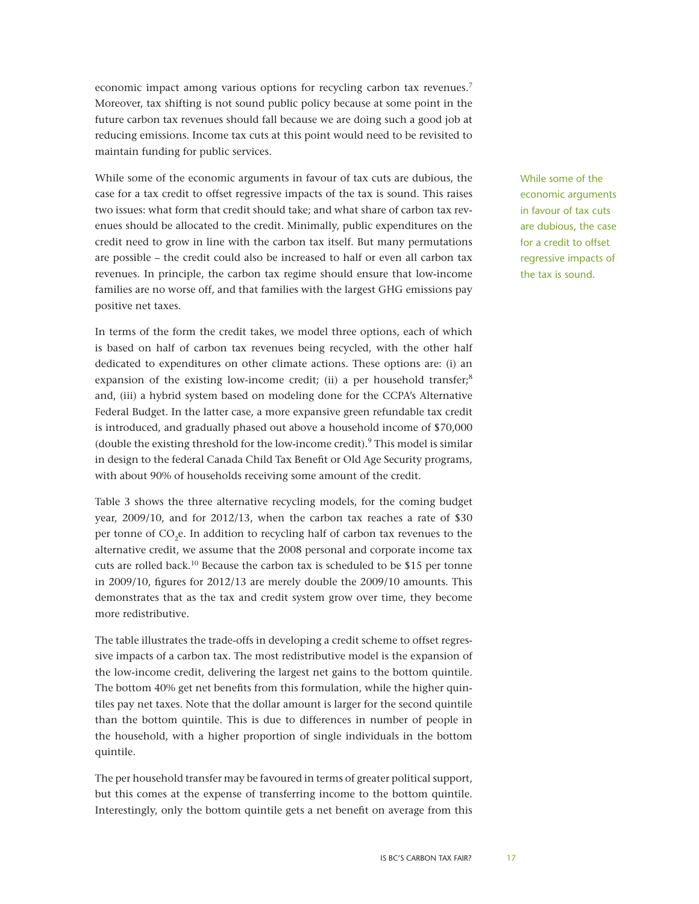economic impact among various options for recycling carbon tax revenues.[7] Moreover, tax shifting is not sound public policy because at some point in the future carbon tax revenues should fall because we are doing such a good job at reducing emissions. Income tax cuts at this point would need to be revisited to maintain funding for public services.

While some of the economic arguments in favour of tax cuts are dubious, the case for a tax credit to offset regressive impacts of the tax is sound. This raises two issues: what form that credit should take; and what share of carbon tax revenues should be allocated to the credit. Minimally, public expenditures on the credit need to grow in line with the carbon tax itself. But many permutations are possible – the credit could also be increased to half or even all carbon tax revenues. In principle, the carbon tax regime should ensure that low-income families are no worse off, and that families with the largest GHG emissions pay positive net taxes.

While some of the economic arguments in favour of tax cuts are dubious, the case for a credit to offset regressive impacts of the tax is sound.

In terms of the form the credit takes, we model three options, each of which is based on half of carbon tax revenues being recycled, with the other half dedicated to expenditures on other climate actions. These options are: (i) an expansion of the existing low-income credit; (ii) a per household transfer;[8] and, (iii) a hybrid system based on modeling done for the CCPA's Alternative Federal Budget. In the latter case, a more expansive green refundable tax credit is introduced, and gradually phased out above a household income of $70,000 (double the existing threshold for the low-income credit).[9] This model is similar in design to the federal Canada Child Tax Benefit or Old Age Security programs, with about 90% of households receiving some amount of the credit.

Table 3 shows the three alternative recycling models, for the coming budget year, 2009/10, and for 2012/13, when the carbon tax reaches a rate of $30 per tonne of $CO_2$e. In addition to recycling half of carbon tax revenues to the alternative credit, we assume that the 2008 personal and corporate income tax cuts are rolled back.[10] Because the carbon tax is scheduled to be $15 per tonne in 2009/10, figures for 2012/13 are merely double the 2009/10 amounts. This demonstrates that as the tax and credit system grow over time, they become more redistributive.

The table illustrates the trade-offs in developing a credit scheme to offset regressive impacts of a carbon tax. The most redistributive model is the expansion of the low-income credit, delivering the largest net gains to the bottom quintile. The bottom 40% get net benefits from this formulation, while the higher quintiles pay net taxes. Note that the dollar amount is larger for the second quintile than the bottom quintile. This is due to differences in number of people in the household, with a higher proportion of single individuals in the bottom quintile.

The per household transfer may be favoured in terms of greater political support, but this comes at the expense of transferring income to the bottom quintile. Interestingly, only the bottom quintile gets a net benefit on average from this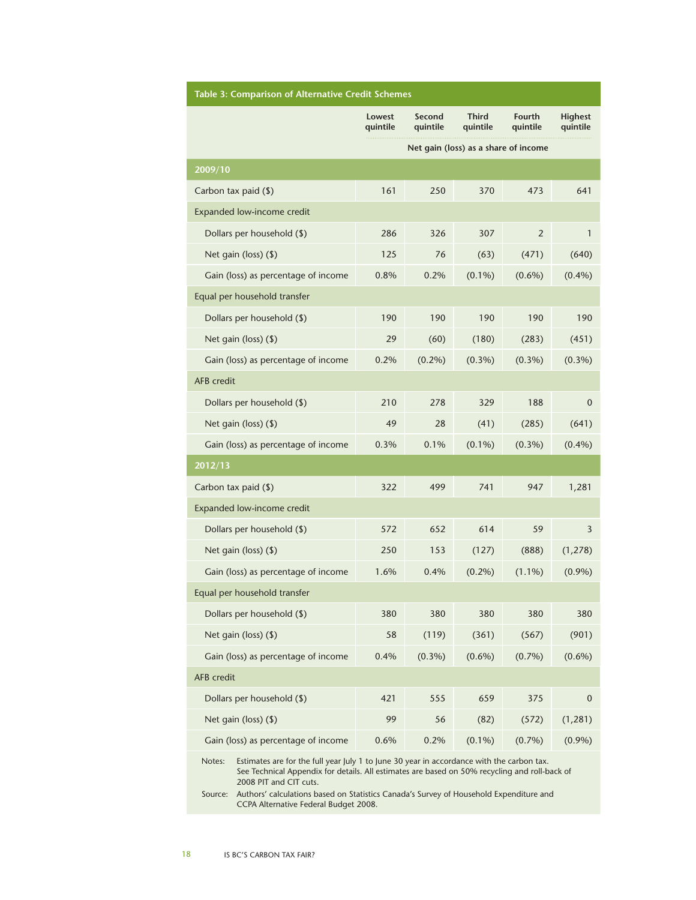**Table 3: Comparison of Alternative Credit Schemes**

| | Lowest quintile | Second quintile | Third quintile | Fourth quintile | Highest quintile |
|---|---|---|---|---|---|
| | Net gain (loss) as a share of income | | | | |
| **2009/10** | | | | | |
| Carbon tax paid ($) | 161 | 250 | 370 | 473 | 641 |
| Expanded low-income credit | | | | | |
| Dollars per household ($) | 286 | 326 | 307 | 2 | 1 |
| Net gain (loss) ($) | 125 | 76 | (63) | (471) | (640) |
| Gain (loss) as percentage of income | 0.8% | 0.2% | (0.1%) | (0.6%) | (0.4%) |
| Equal per household transfer | | | | | |
| Dollars per household ($) | 190 | 190 | 190 | 190 | 190 |
| Net gain (loss) ($) | 29 | (60) | (180) | (283) | (451) |
| Gain (loss) as percentage of income | 0.2% | (0.2%) | (0.3%) | (0.3%) | (0.3%) |
| AFB credit | | | | | |
| Dollars per household ($) | 210 | 278 | 329 | 188 | 0 |
| Net gain (loss) ($) | 49 | 28 | (41) | (285) | (641) |
| Gain (loss) as percentage of income | 0.3% | 0.1% | (0.1%) | (0.3%) | (0.4%) |
| **2012/13** | | | | | |
| Carbon tax paid ($) | 322 | 499 | 741 | 947 | 1,281 |
| Expanded low-income credit | | | | | |
| Dollars per household ($) | 572 | 652 | 614 | 59 | 3 |
| Net gain (loss) ($) | 250 | 153 | (127) | (888) | (1,278) |
| Gain (loss) as percentage of income | 1.6% | 0.4% | (0.2%) | (1.1%) | (0.9%) |
| Equal per household transfer | | | | | |
| Dollars per household ($) | 380 | 380 | 380 | 380 | 380 |
| Net gain (loss) ($) | 58 | (119) | (361) | (567) | (901) |
| Gain (loss) as percentage of income | 0.4% | (0.3%) | (0.6%) | (0.7%) | (0.6%) |
| AFB credit | | | | | |
| Dollars per household ($) | 421 | 555 | 659 | 375 | 0 |
| Net gain (loss) ($) | 99 | 56 | (82) | (572) | (1,281) |
| Gain (loss) as percentage of income | 0.6% | 0.2% | (0.1%) | (0.7%) | (0.9%) |

Notes: Estimates are for the full year July 1 to June 30 year in accordance with the carbon tax. See Technical Appendix for details. All estimates are based on 50% recycling and roll-back of 2008 PIT and CIT cuts.

Source: Authors' calculations based on Statistics Canada's Survey of Household Expenditure and CCPA Alternative Federal Budget 2008.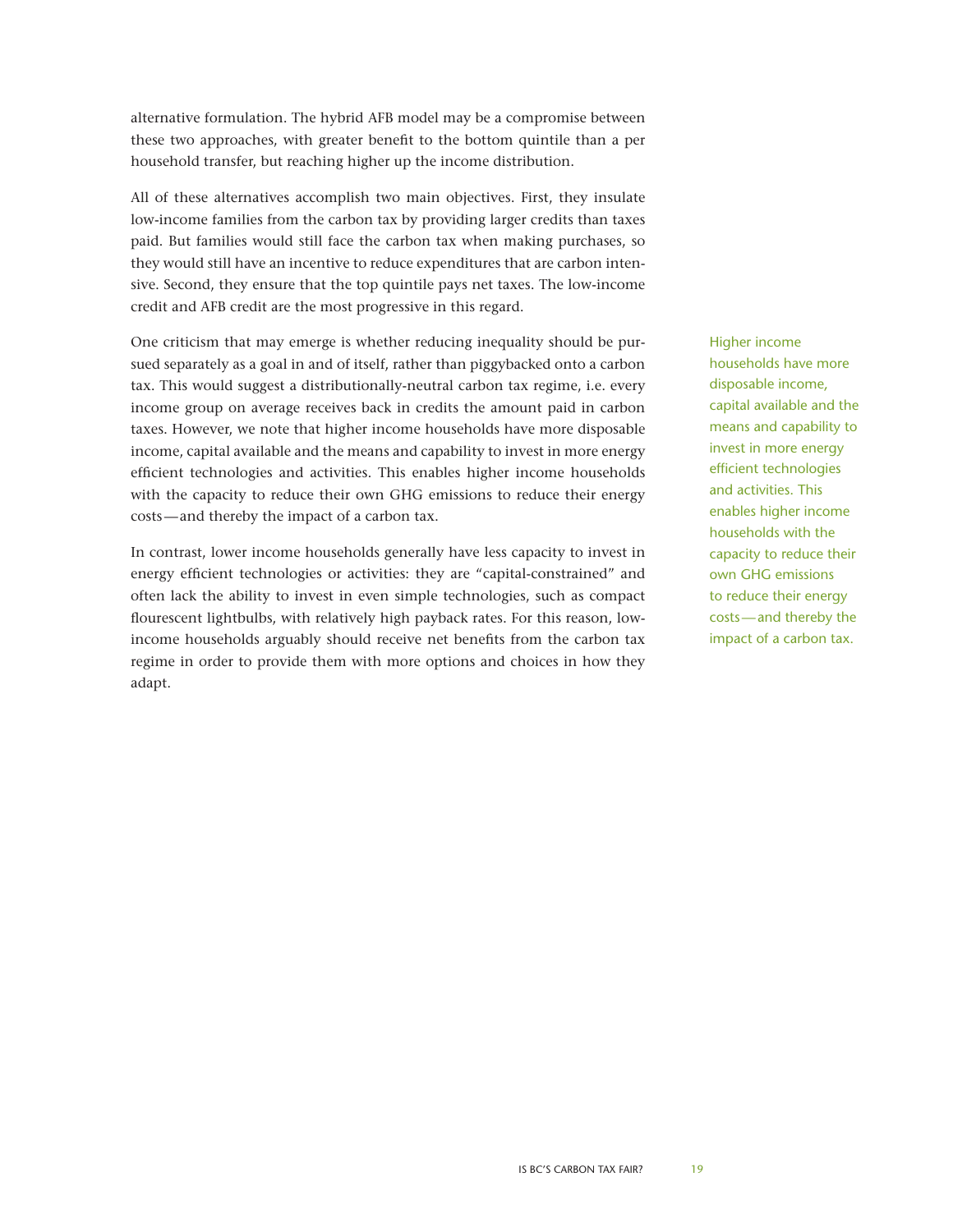alternative formulation. The hybrid AFB model may be a compromise between these two approaches, with greater benefit to the bottom quintile than a per household transfer, but reaching higher up the income distribution.

All of these alternatives accomplish two main objectives. First, they insulate low-income families from the carbon tax by providing larger credits than taxes paid. But families would still face the carbon tax when making purchases, so they would still have an incentive to reduce expenditures that are carbon intensive. Second, they ensure that the top quintile pays net taxes. The low-income credit and AFB credit are the most progressive in this regard.

One criticism that may emerge is whether reducing inequality should be pursued separately as a goal in and of itself, rather than piggybacked onto a carbon tax. This would suggest a distributionally-neutral carbon tax regime, i.e. every income group on average receives back in credits the amount paid in carbon taxes. However, we note that higher income households have more disposable income, capital available and the means and capability to invest in more energy efficient technologies and activities. This enables higher income households with the capacity to reduce their own GHG emissions to reduce their energy costs—and thereby the impact of a carbon tax.

> Higher income households have more disposable income, capital available and the means and capability to invest in more energy efficient technologies and activities. This enables higher income households with the capacity to reduce their own GHG emissions to reduce their energy costs—and thereby the impact of a carbon tax.

In contrast, lower income households generally have less capacity to invest in energy efficient technologies or activities: they are "capital-constrained" and often lack the ability to invest in even simple technologies, such as compact flourescent lightbulbs, with relatively high payback rates. For this reason, low-income households arguably should receive net benefits from the carbon tax regime in order to provide them with more options and choices in how they adapt.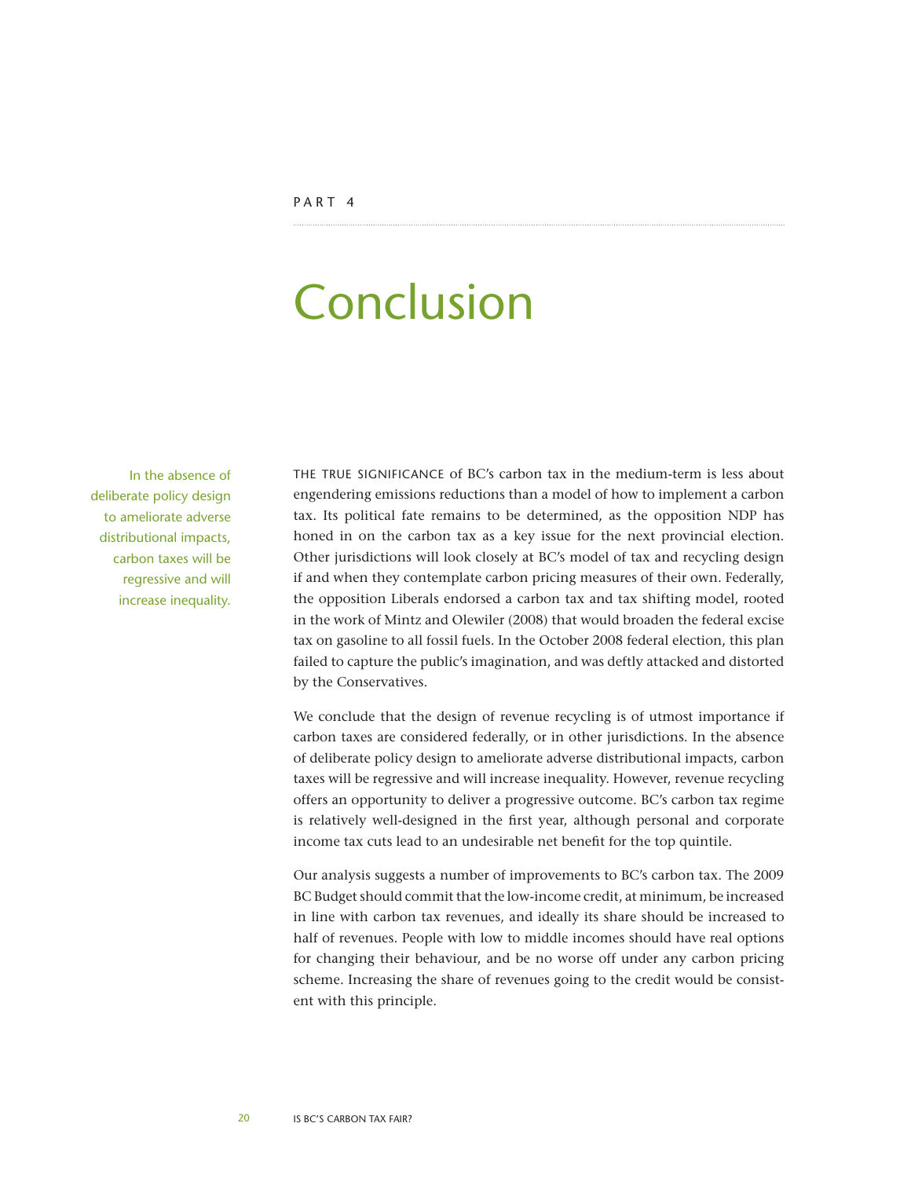PART 4

# Conclusion

> In the absence of deliberate policy design to ameliorate adverse distributional impacts, carbon taxes will be regressive and will increase inequality.

THE TRUE SIGNIFICANCE of BC's carbon tax in the medium-term is less about engendering emissions reductions than a model of how to implement a carbon tax. Its political fate remains to be determined, as the opposition NDP has honed in on the carbon tax as a key issue for the next provincial election. Other jurisdictions will look closely at BC's model of tax and recycling design if and when they contemplate carbon pricing measures of their own. Federally, the opposition Liberals endorsed a carbon tax and tax shifting model, rooted in the work of Mintz and Olewiler (2008) that would broaden the federal excise tax on gasoline to all fossil fuels. In the October 2008 federal election, this plan failed to capture the public's imagination, and was deftly attacked and distorted by the Conservatives.

We conclude that the design of revenue recycling is of utmost importance if carbon taxes are considered federally, or in other jurisdictions. In the absence of deliberate policy design to ameliorate adverse distributional impacts, carbon taxes will be regressive and will increase inequality. However, revenue recycling offers an opportunity to deliver a progressive outcome. BC's carbon tax regime is relatively well-designed in the first year, although personal and corporate income tax cuts lead to an undesirable net benefit for the top quintile.

Our analysis suggests a number of improvements to BC's carbon tax. The 2009 BC Budget should commit that the low-income credit, at minimum, be increased in line with carbon tax revenues, and ideally its share should be increased to half of revenues. People with low to middle incomes should have real options for changing their behaviour, and be no worse off under any carbon pricing scheme. Increasing the share of revenues going to the credit would be consistent with this principle.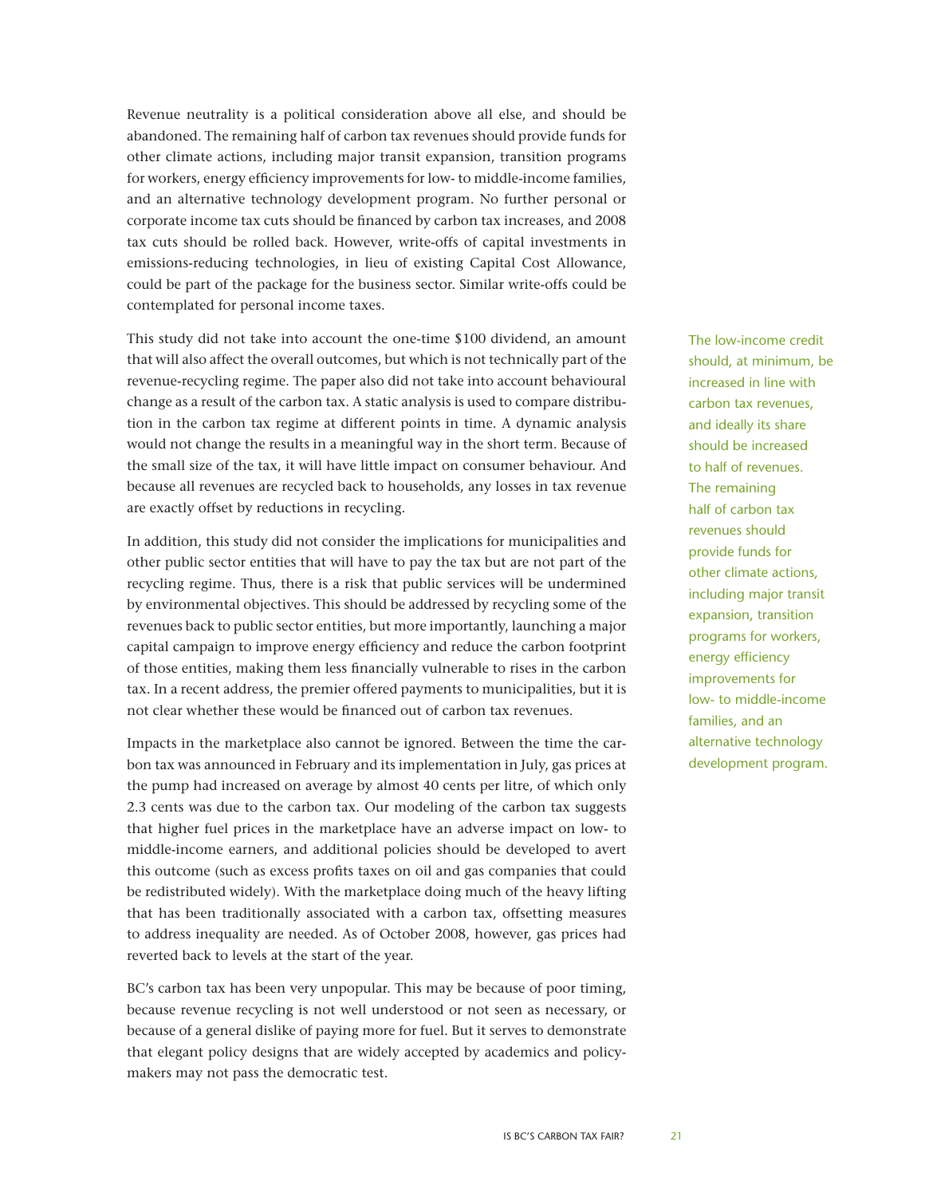Revenue neutrality is a political consideration above all else, and should be abandoned. The remaining half of carbon tax revenues should provide funds for other climate actions, including major transit expansion, transition programs for workers, energy efficiency improvements for low- to middle-income families, and an alternative technology development program. No further personal or corporate income tax cuts should be financed by carbon tax increases, and 2008 tax cuts should be rolled back. However, write-offs of capital investments in emissions-reducing technologies, in lieu of existing Capital Cost Allowance, could be part of the package for the business sector. Similar write-offs could be contemplated for personal income taxes.

This study did not take into account the one-time $100 dividend, an amount that will also affect the overall outcomes, but which is not technically part of the revenue-recycling regime. The paper also did not take into account behavioural change as a result of the carbon tax. A static analysis is used to compare distribution in the carbon tax regime at different points in time. A dynamic analysis would not change the results in a meaningful way in the short term. Because of the small size of the tax, it will have little impact on consumer behaviour. And because all revenues are recycled back to households, any losses in tax revenue are exactly offset by reductions in recycling.

> The low-income credit should, at minimum, be increased in line with carbon tax revenues, and ideally its share should be increased to half of revenues. The remaining half of carbon tax revenues should provide funds for other climate actions, including major transit expansion, transition programs for workers, energy efficiency improvements for low- to middle-income families, and an alternative technology development program.

In addition, this study did not consider the implications for municipalities and other public sector entities that will have to pay the tax but are not part of the recycling regime. Thus, there is a risk that public services will be undermined by environmental objectives. This should be addressed by recycling some of the revenues back to public sector entities, but more importantly, launching a major capital campaign to improve energy efficiency and reduce the carbon footprint of those entities, making them less financially vulnerable to rises in the carbon tax. In a recent address, the premier offered payments to municipalities, but it is not clear whether these would be financed out of carbon tax revenues.

Impacts in the marketplace also cannot be ignored. Between the time the carbon tax was announced in February and its implementation in July, gas prices at the pump had increased on average by almost 40 cents per litre, of which only 2.3 cents was due to the carbon tax. Our modeling of the carbon tax suggests that higher fuel prices in the marketplace have an adverse impact on low- to middle-income earners, and additional policies should be developed to avert this outcome (such as excess profits taxes on oil and gas companies that could be redistributed widely). With the marketplace doing much of the heavy lifting that has been traditionally associated with a carbon tax, offsetting measures to address inequality are needed. As of October 2008, however, gas prices had reverted back to levels at the start of the year.

BC's carbon tax has been very unpopular. This may be because of poor timing, because revenue recycling is not well understood or not seen as necessary, or because of a general dislike of paying more for fuel. But it serves to demonstrate that elegant policy designs that are widely accepted by academics and policymakers may not pass the democratic test.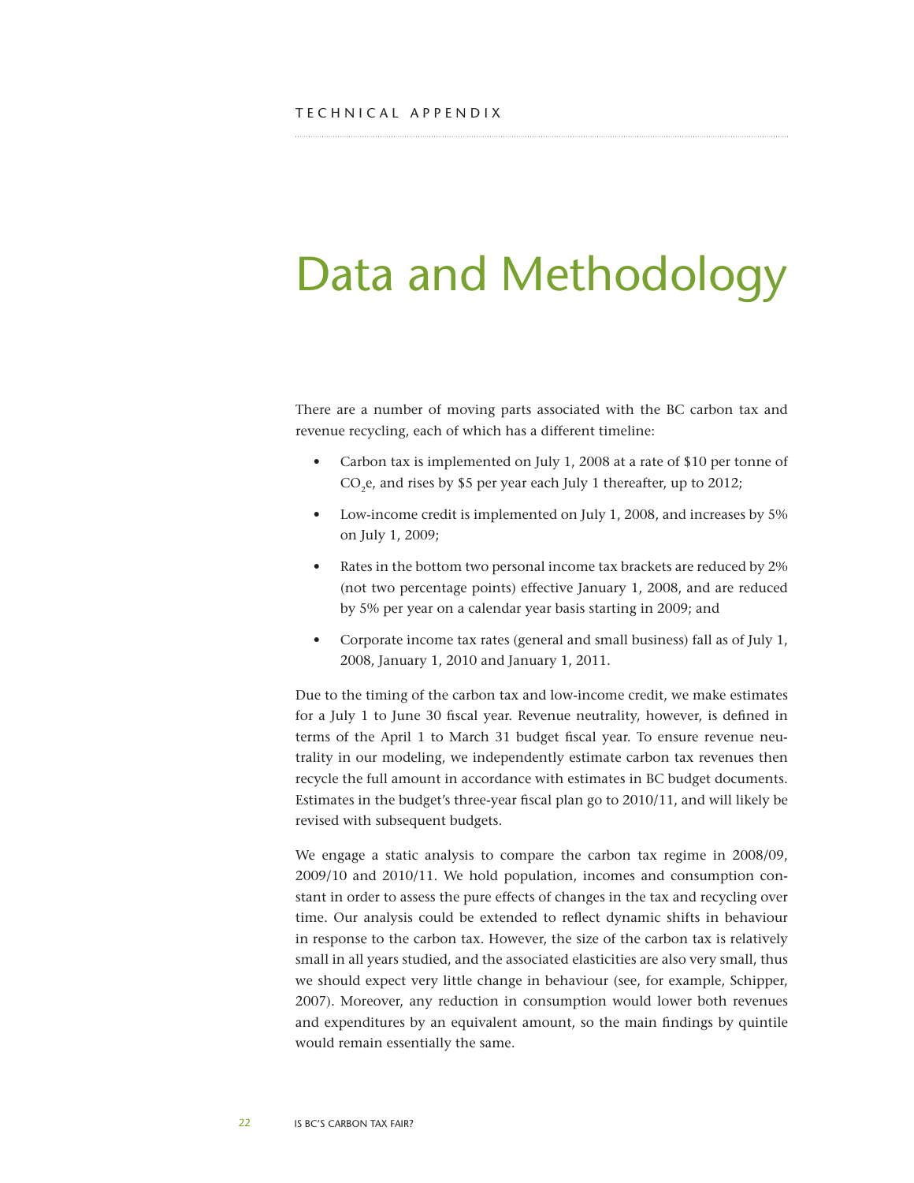TECHNICAL APPENDIX

# Data and Methodology

There are a number of moving parts associated with the BC carbon tax and revenue recycling, each of which has a different timeline:

- Carbon tax is implemented on July 1, 2008 at a rate of $10 per tonne of $CO_2$e, and rises by $5 per year each July 1 thereafter, up to 2012;
- Low-income credit is implemented on July 1, 2008, and increases by 5% on July 1, 2009;
- Rates in the bottom two personal income tax brackets are reduced by 2% (not two percentage points) effective January 1, 2008, and are reduced by 5% per year on a calendar year basis starting in 2009; and
- Corporate income tax rates (general and small business) fall as of July 1, 2008, January 1, 2010 and January 1, 2011.

Due to the timing of the carbon tax and low-income credit, we make estimates for a July 1 to June 30 fiscal year. Revenue neutrality, however, is defined in terms of the April 1 to March 31 budget fiscal year. To ensure revenue neutrality in our modeling, we independently estimate carbon tax revenues then recycle the full amount in accordance with estimates in BC budget documents. Estimates in the budget's three-year fiscal plan go to 2010/11, and will likely be revised with subsequent budgets.

We engage a static analysis to compare the carbon tax regime in 2008/09, 2009/10 and 2010/11. We hold population, incomes and consumption constant in order to assess the pure effects of changes in the tax and recycling over time. Our analysis could be extended to reflect dynamic shifts in behaviour in response to the carbon tax. However, the size of the carbon tax is relatively small in all years studied, and the associated elasticities are also very small, thus we should expect very little change in behaviour (see, for example, Schipper, 2007). Moreover, any reduction in consumption would lower both revenues and expenditures by an equivalent amount, so the main findings by quintile would remain essentially the same.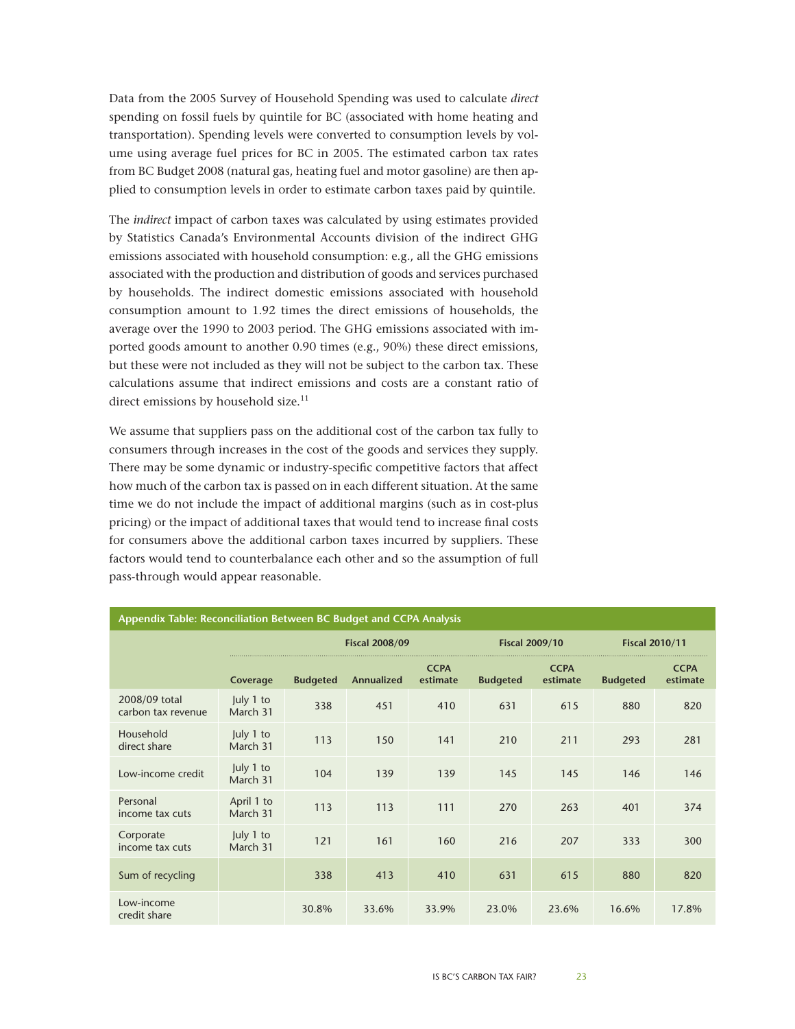Data from the 2005 Survey of Household Spending was used to calculate *direct* spending on fossil fuels by quintile for BC (associated with home heating and transportation). Spending levels were converted to consumption levels by volume using average fuel prices for BC in 2005. The estimated carbon tax rates from BC Budget 2008 (natural gas, heating fuel and motor gasoline) are then applied to consumption levels in order to estimate carbon taxes paid by quintile.

The *indirect* impact of carbon taxes was calculated by using estimates provided by Statistics Canada's Environmental Accounts division of the indirect GHG emissions associated with household consumption: e.g., all the GHG emissions associated with the production and distribution of goods and services purchased by households. The indirect domestic emissions associated with household consumption amount to 1.92 times the direct emissions of households, the average over the 1990 to 2003 period. The GHG emissions associated with imported goods amount to another 0.90 times (e.g., 90%) these direct emissions, but these were not included as they will not be subject to the carbon tax. These calculations assume that indirect emissions and costs are a constant ratio of direct emissions by household size.[11]

We assume that suppliers pass on the additional cost of the carbon tax fully to consumers through increases in the cost of the goods and services they supply. There may be some dynamic or industry-specific competitive factors that affect how much of the carbon tax is passed on in each different situation. At the same time we do not include the impact of additional margins (such as in cost-plus pricing) or the impact of additional taxes that would tend to increase final costs for consumers above the additional carbon taxes incurred by suppliers. These factors would tend to counterbalance each other and so the assumption of full pass-through would appear reasonable.

**Appendix Table: Reconciliation Between BC Budget and CCPA Analysis**

| | | Fiscal 2008/09 | | | Fiscal 2009/10 | | Fiscal 2010/11 | |
|---|---|---|---|---|---|---|---|---|
| | Coverage | Budgeted | Annualized | CCPA estimate | Budgeted | CCPA estimate | Budgeted | CCPA estimate |
| 2008/09 total carbon tax revenue | July 1 to March 31 | 338 | 451 | 410 | 631 | 615 | 880 | 820 |
| Household direct share | July 1 to March 31 | 113 | 150 | 141 | 210 | 211 | 293 | 281 |
| Low-income credit | July 1 to March 31 | 104 | 139 | 139 | 145 | 145 | 146 | 146 |
| Personal income tax cuts | April 1 to March 31 | 113 | 113 | 111 | 270 | 263 | 401 | 374 |
| Corporate income tax cuts | July 1 to March 31 | 121 | 161 | 160 | 216 | 207 | 333 | 300 |
| Sum of recycling | | 338 | 413 | 410 | 631 | 615 | 880 | 820 |
| Low-income credit share | | 30.8% | 33.6% | 33.9% | 23.0% | 23.6% | 16.6% | 17.8% |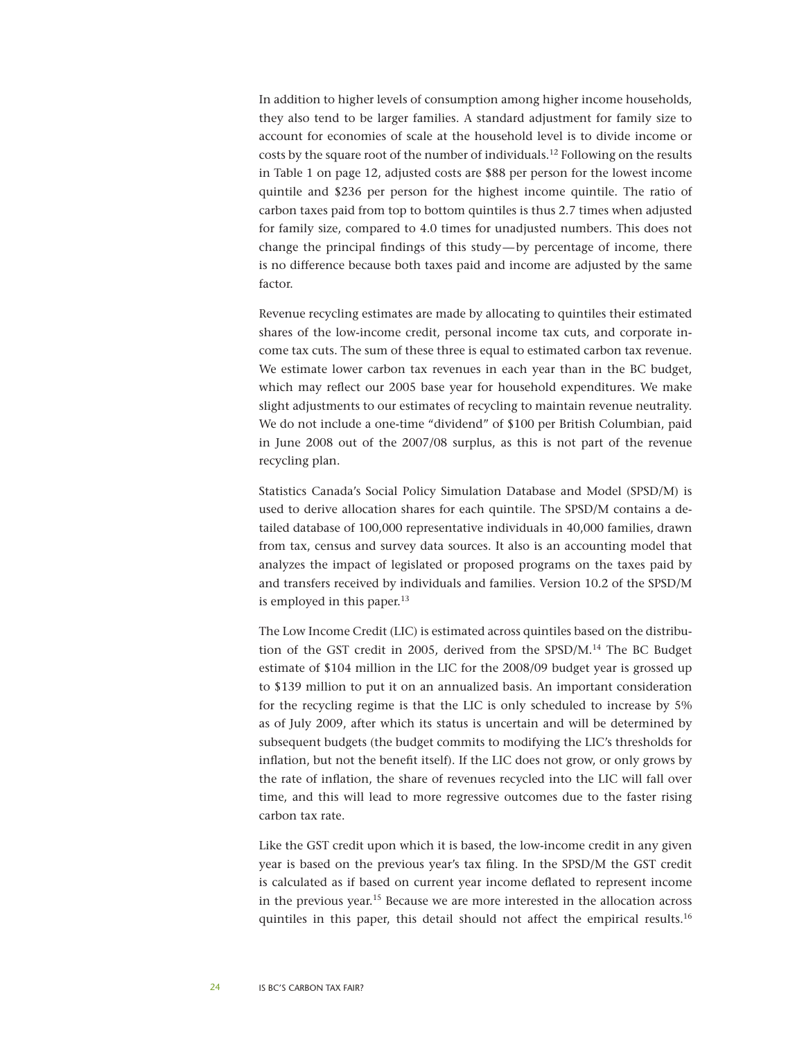In addition to higher levels of consumption among higher income households, they also tend to be larger families. A standard adjustment for family size to account for economies of scale at the household level is to divide income or costs by the square root of the number of individuals.[12] Following on the results in Table 1 on page 12, adjusted costs are $88 per person for the lowest income quintile and $236 per person for the highest income quintile. The ratio of carbon taxes paid from top to bottom quintiles is thus 2.7 times when adjusted for family size, compared to 4.0 times for unadjusted numbers. This does not change the principal findings of this study—by percentage of income, there is no difference because both taxes paid and income are adjusted by the same factor.

Revenue recycling estimates are made by allocating to quintiles their estimated shares of the low-income credit, personal income tax cuts, and corporate income tax cuts. The sum of these three is equal to estimated carbon tax revenue. We estimate lower carbon tax revenues in each year than in the BC budget, which may reflect our 2005 base year for household expenditures. We make slight adjustments to our estimates of recycling to maintain revenue neutrality. We do not include a one-time "dividend" of $100 per British Columbian, paid in June 2008 out of the 2007/08 surplus, as this is not part of the revenue recycling plan.

Statistics Canada's Social Policy Simulation Database and Model (SPSD/M) is used to derive allocation shares for each quintile. The SPSD/M contains a detailed database of 100,000 representative individuals in 40,000 families, drawn from tax, census and survey data sources. It also is an accounting model that analyzes the impact of legislated or proposed programs on the taxes paid by and transfers received by individuals and families. Version 10.2 of the SPSD/M is employed in this paper.[13]

The Low Income Credit (LIC) is estimated across quintiles based on the distribution of the GST credit in 2005, derived from the SPSD/M.[14] The BC Budget estimate of $104 million in the LIC for the 2008/09 budget year is grossed up to $139 million to put it on an annualized basis. An important consideration for the recycling regime is that the LIC is only scheduled to increase by 5% as of July 2009, after which its status is uncertain and will be determined by subsequent budgets (the budget commits to modifying the LIC's thresholds for inflation, but not the benefit itself). If the LIC does not grow, or only grows by the rate of inflation, the share of revenues recycled into the LIC will fall over time, and this will lead to more regressive outcomes due to the faster rising carbon tax rate.

Like the GST credit upon which it is based, the low-income credit in any given year is based on the previous year's tax filing. In the SPSD/M the GST credit is calculated as if based on current year income deflated to represent income in the previous year.[15] Because we are more interested in the allocation across quintiles in this paper, this detail should not affect the empirical results.[16]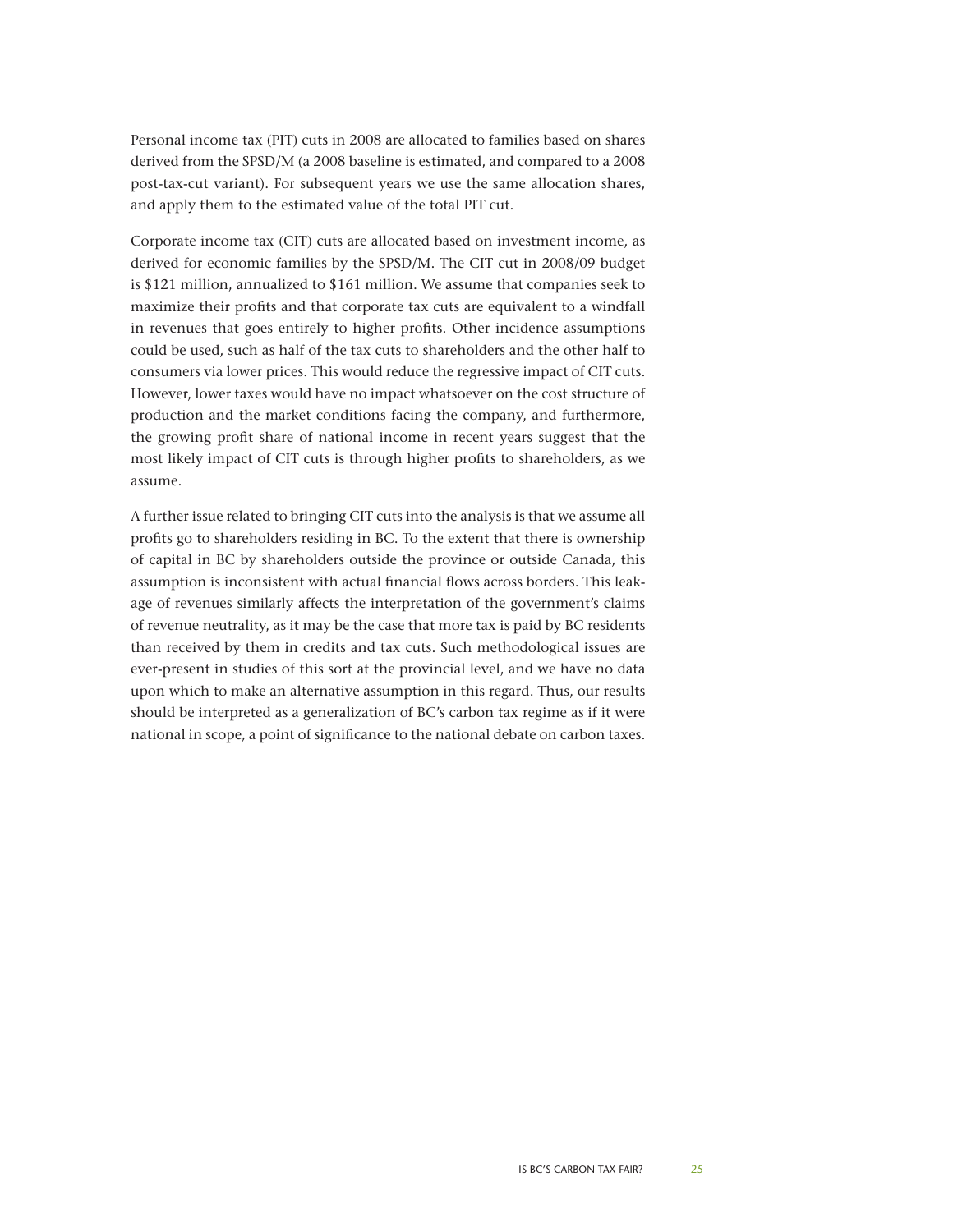Personal income tax (PIT) cuts in 2008 are allocated to families based on shares derived from the SPSD/M (a 2008 baseline is estimated, and compared to a 2008 post-tax-cut variant). For subsequent years we use the same allocation shares, and apply them to the estimated value of the total PIT cut.

Corporate income tax (CIT) cuts are allocated based on investment income, as derived for economic families by the SPSD/M. The CIT cut in 2008/09 budget is $121 million, annualized to $161 million. We assume that companies seek to maximize their profits and that corporate tax cuts are equivalent to a windfall in revenues that goes entirely to higher profits. Other incidence assumptions could be used, such as half of the tax cuts to shareholders and the other half to consumers via lower prices. This would reduce the regressive impact of CIT cuts. However, lower taxes would have no impact whatsoever on the cost structure of production and the market conditions facing the company, and furthermore, the growing profit share of national income in recent years suggest that the most likely impact of CIT cuts is through higher profits to shareholders, as we assume.

A further issue related to bringing CIT cuts into the analysis is that we assume all profits go to shareholders residing in BC. To the extent that there is ownership of capital in BC by shareholders outside the province or outside Canada, this assumption is inconsistent with actual financial flows across borders. This leakage of revenues similarly affects the interpretation of the government's claims of revenue neutrality, as it may be the case that more tax is paid by BC residents than received by them in credits and tax cuts. Such methodological issues are ever-present in studies of this sort at the provincial level, and we have no data upon which to make an alternative assumption in this regard. Thus, our results should be interpreted as a generalization of BC's carbon tax regime as if it were national in scope, a point of significance to the national debate on carbon taxes.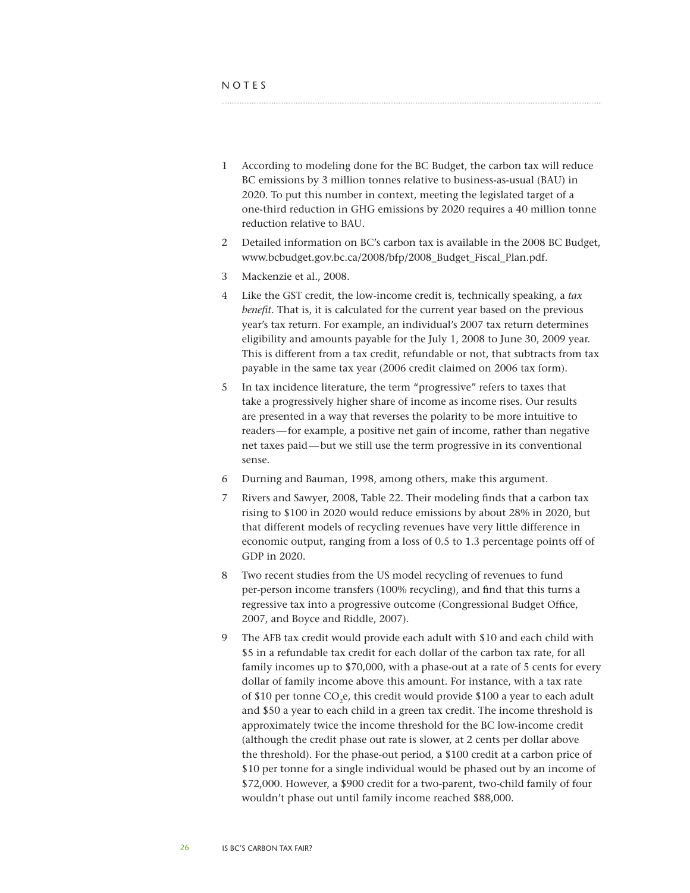# NOTES

1. According to modeling done for the BC Budget, the carbon tax will reduce BC emissions by 3 million tonnes relative to business-as-usual (BAU) in 2020. To put this number in context, meeting the legislated target of a one-third reduction in GHG emissions by 2020 requires a 40 million tonne reduction relative to BAU.

2. Detailed information on BC's carbon tax is available in the 2008 BC Budget, www.bcbudget.gov.bc.ca/2008/bfp/2008_Budget_Fiscal_Plan.pdf.

3. Mackenzie et al., 2008.

4. Like the GST credit, the low-income credit is, technically speaking, a *tax benefit*. That is, it is calculated for the current year based on the previous year's tax return. For example, an individual's 2007 tax return determines eligibility and amounts payable for the July 1, 2008 to June 30, 2009 year. This is different from a tax credit, refundable or not, that subtracts from tax payable in the same tax year (2006 credit claimed on 2006 tax form).

5. In tax incidence literature, the term "progressive" refers to taxes that take a progressively higher share of income as income rises. Our results are presented in a way that reverses the polarity to be more intuitive to readers—for example, a positive net gain of income, rather than negative net taxes paid—but we still use the term progressive in its conventional sense.

6. Durning and Bauman, 1998, among others, make this argument.

7. Rivers and Sawyer, 2008, Table 22. Their modeling finds that a carbon tax rising to $100 in 2020 would reduce emissions by about 28% in 2020, but that different models of recycling revenues have very little difference in economic output, ranging from a loss of 0.5 to 1.3 percentage points off of GDP in 2020.

8. Two recent studies from the US model recycling of revenues to fund per-person income transfers (100% recycling), and find that this turns a regressive tax into a progressive outcome (Congressional Budget Office, 2007, and Boyce and Riddle, 2007).

9. The AFB tax credit would provide each adult with $10 and each child with $5 in a refundable tax credit for each dollar of the carbon tax rate, for all family incomes up to $70,000, with a phase-out at a rate of 5 cents for every dollar of family income above this amount. For instance, with a tax rate of $10 per tonne $CO_2$e, this credit would provide $100 a year to each adult and $50 a year to each child in a green tax credit. The income threshold is approximately twice the income threshold for the BC low-income credit (although the credit phase out rate is slower, at 2 cents per dollar above the threshold). For the phase-out period, a $100 credit at a carbon price of $10 per tonne for a single individual would be phased out by an income of $72,000. However, a $900 credit for a two-parent, two-child family of four wouldn't phase out until family income reached $88,000.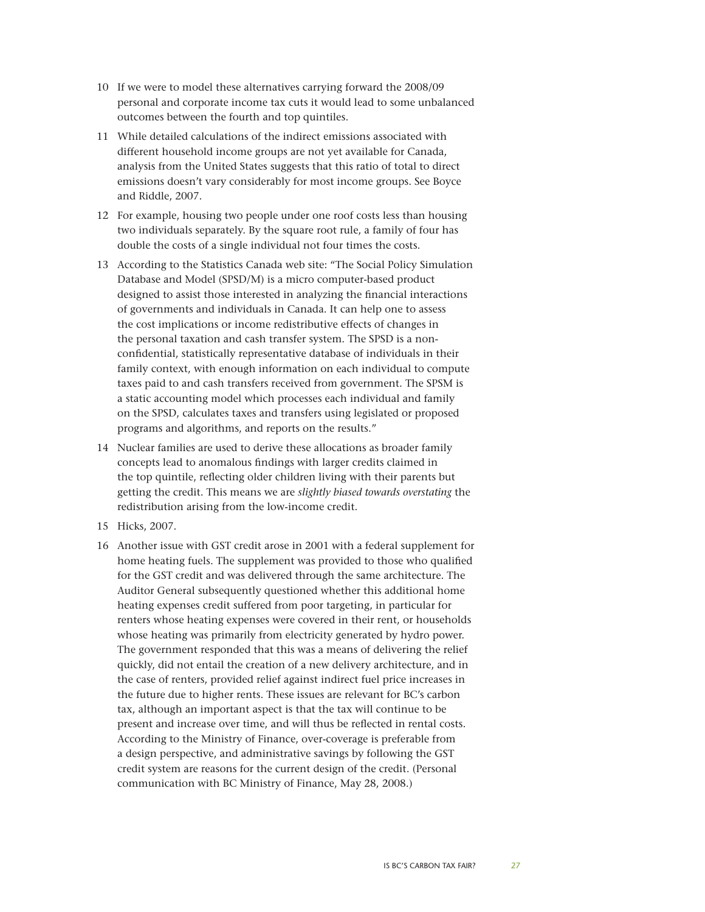10 If we were to model these alternatives carrying forward the 2008/09 personal and corporate income tax cuts it would lead to some unbalanced outcomes between the fourth and top quintiles.

11 While detailed calculations of the indirect emissions associated with different household income groups are not yet available for Canada, analysis from the United States suggests that this ratio of total to direct emissions doesn't vary considerably for most income groups. See Boyce and Riddle, 2007.

12 For example, housing two people under one roof costs less than housing two individuals separately. By the square root rule, a family of four has double the costs of a single individual not four times the costs.

13 According to the Statistics Canada web site: "The Social Policy Simulation Database and Model (SPSD/M) is a micro computer-based product designed to assist those interested in analyzing the financial interactions of governments and individuals in Canada. It can help one to assess the cost implications or income redistributive effects of changes in the personal taxation and cash transfer system. The SPSD is a non-confidential, statistically representative database of individuals in their family context, with enough information on each individual to compute taxes paid to and cash transfers received from government. The SPSM is a static accounting model which processes each individual and family on the SPSD, calculates taxes and transfers using legislated or proposed programs and algorithms, and reports on the results."

14 Nuclear families are used to derive these allocations as broader family concepts lead to anomalous findings with larger credits claimed in the top quintile, reflecting older children living with their parents but getting the credit. This means we are *slightly biased towards overstating* the redistribution arising from the low-income credit.

15 Hicks, 2007.

16 Another issue with GST credit arose in 2001 with a federal supplement for home heating fuels. The supplement was provided to those who qualified for the GST credit and was delivered through the same architecture. The Auditor General subsequently questioned whether this additional home heating expenses credit suffered from poor targeting, in particular for renters whose heating expenses were covered in their rent, or households whose heating was primarily from electricity generated by hydro power. The government responded that this was a means of delivering the relief quickly, did not entail the creation of a new delivery architecture, and in the case of renters, provided relief against indirect fuel price increases in the future due to higher rents. These issues are relevant for BC's carbon tax, although an important aspect is that the tax will continue to be present and increase over time, and will thus be reflected in rental costs. According to the Ministry of Finance, over-coverage is preferable from a design perspective, and administrative savings by following the GST credit system are reasons for the current design of the credit. (Personal communication with BC Ministry of Finance, May 28, 2008.)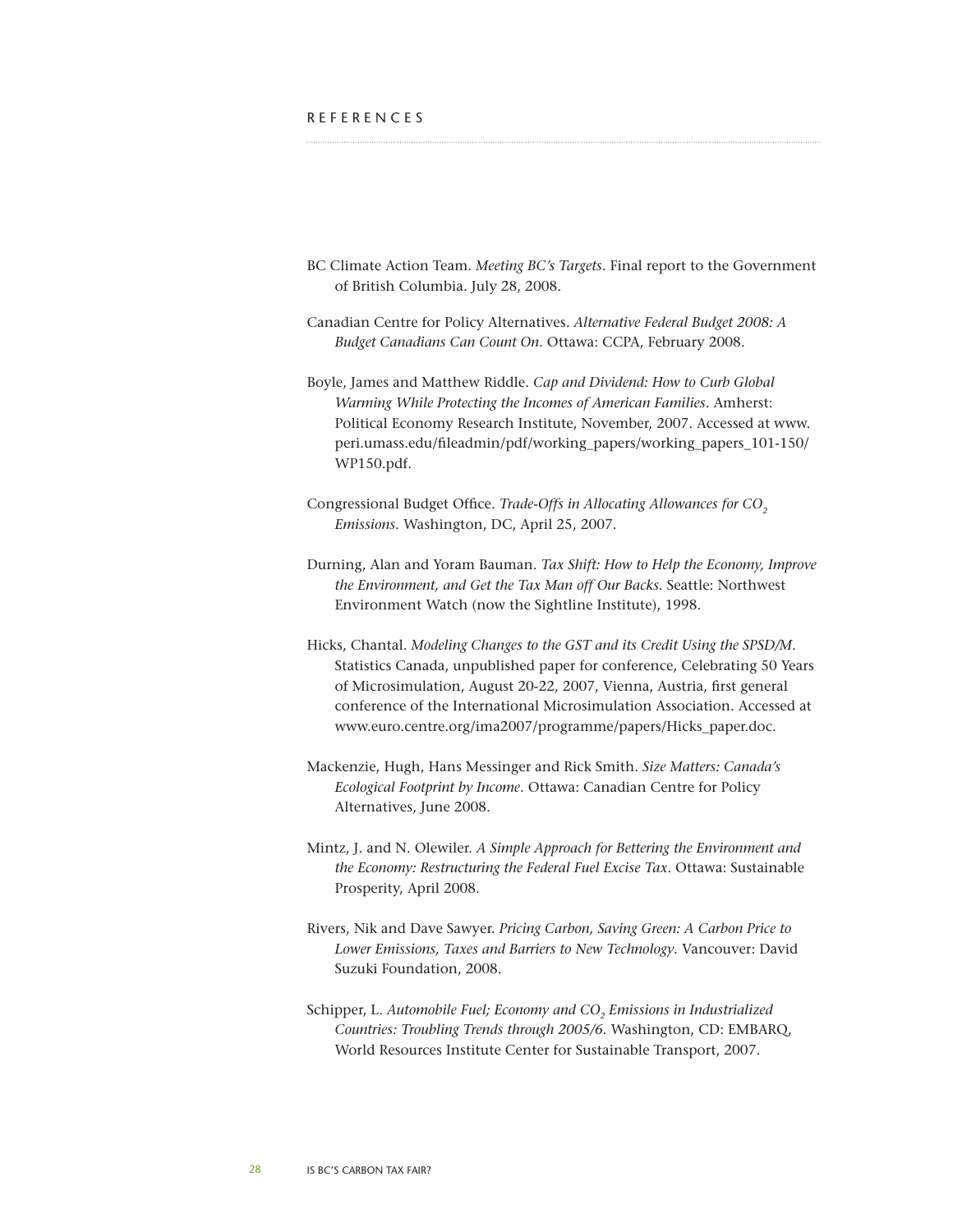# REFERENCES

BC Climate Action Team. *Meeting BC's Targets*. Final report to the Government of British Columbia. July 28, 2008.

Canadian Centre for Policy Alternatives. *Alternative Federal Budget 2008: A Budget Canadians Can Count On*. Ottawa: CCPA, February 2008.

Boyle, James and Matthew Riddle. *Cap and Dividend: How to Curb Global Warming While Protecting the Incomes of American Families*. Amherst: Political Economy Research Institute, November, 2007. Accessed at www.peri.umass.edu/fileadmin/pdf/working_papers/working_papers_101-150/WP150.pdf.

Congressional Budget Office. *Trade-Offs in Allocating Allowances for $CO_2$ Emissions*. Washington, DC, April 25, 2007.

Durning, Alan and Yoram Bauman. *Tax Shift: How to Help the Economy, Improve the Environment, and Get the Tax Man off Our Backs*. Seattle: Northwest Environment Watch (now the Sightline Institute), 1998.

Hicks, Chantal. *Modeling Changes to the GST and its Credit Using the SPSD/M*. Statistics Canada, unpublished paper for conference, Celebrating 50 Years of Microsimulation, August 20-22, 2007, Vienna, Austria, first general conference of the International Microsimulation Association. Accessed at www.euro.centre.org/ima2007/programme/papers/Hicks_paper.doc.

Mackenzie, Hugh, Hans Messinger and Rick Smith. *Size Matters: Canada's Ecological Footprint by Income*. Ottawa: Canadian Centre for Policy Alternatives, June 2008.

Mintz, J. and N. Olewiler. *A Simple Approach for Bettering the Environment and the Economy: Restructuring the Federal Fuel Excise Tax*. Ottawa: Sustainable Prosperity, April 2008.

Rivers, Nik and Dave Sawyer. *Pricing Carbon, Saving Green: A Carbon Price to Lower Emissions, Taxes and Barriers to New Technology*. Vancouver: David Suzuki Foundation, 2008.

Schipper, L. *Automobile Fuel; Economy and $CO_2$ Emissions in Industrialized Countries: Troubling Trends through 2005/6*. Washington, CD: EMBARQ, World Resources Institute Center for Sustainable Transport, 2007.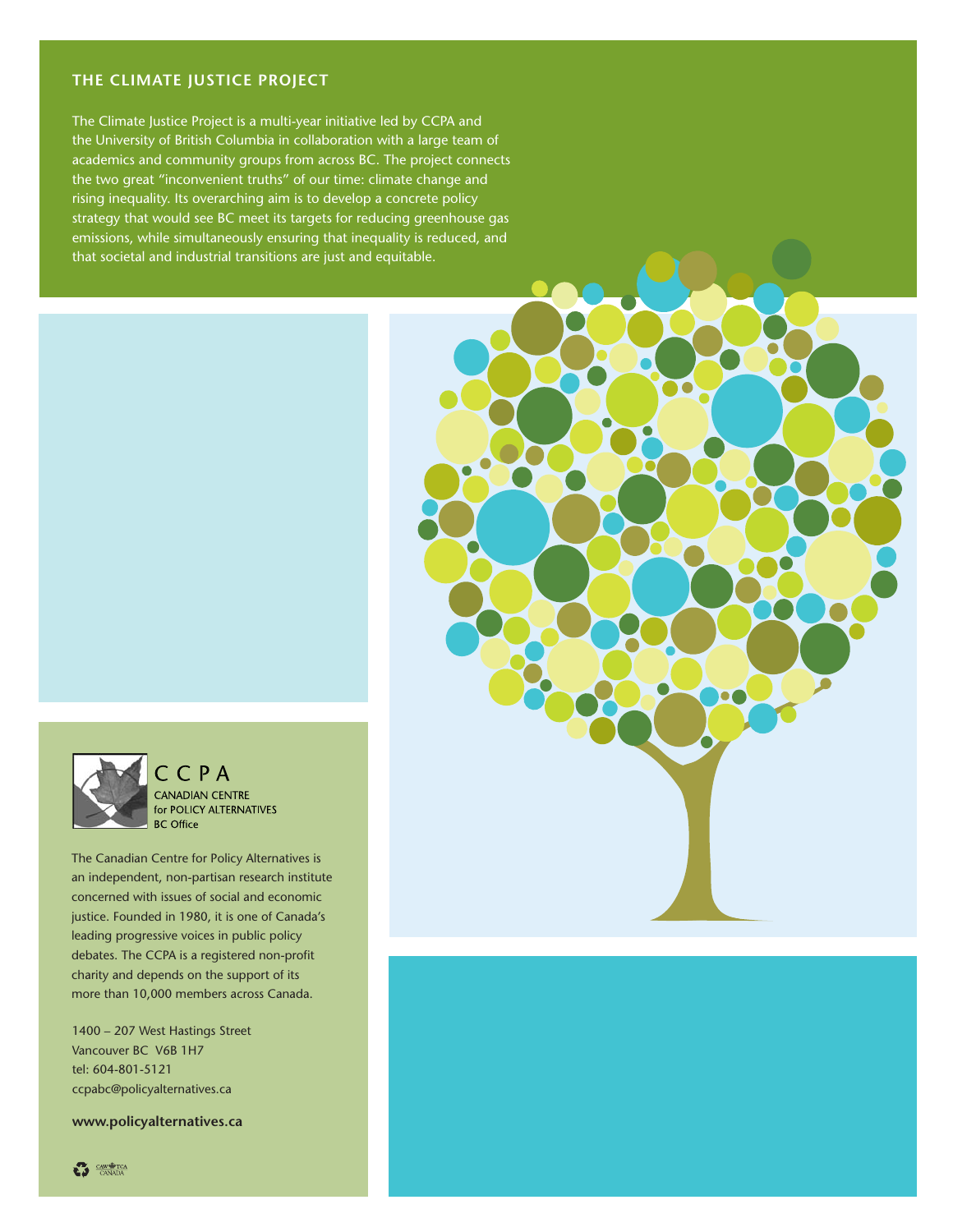## THE CLIMATE JUSTICE PROJECT

The Climate Justice Project is a multi-year initiative led by CCPA and the University of British Columbia in collaboration with a large team of academics and community groups from across BC. The project connects the two great "inconvenient truths" of our time: climate change and rising inequality. Its overarching aim is to develop a concrete policy strategy that would see BC meet its targets for reducing greenhouse gas emissions, while simultaneously ensuring that inequality is reduced, and that societal and industrial transitions are just and equitable.

CCPA
CANADIAN CENTRE
for POLICY ALTERNATIVES
BC Office

The Canadian Centre for Policy Alternatives is an independent, non-partisan research institute concerned with issues of social and economic justice. Founded in 1980, it is one of Canada's leading progressive voices in public policy debates. The CCPA is a registered non-profit charity and depends on the support of its more than 10,000 members across Canada.

1400 – 207 West Hastings Street
Vancouver BC V6B 1H7
tel: 604-801-5121
ccpabc@policyalternatives.ca

**www.policyalternatives.ca**

CAW TCA CANADA